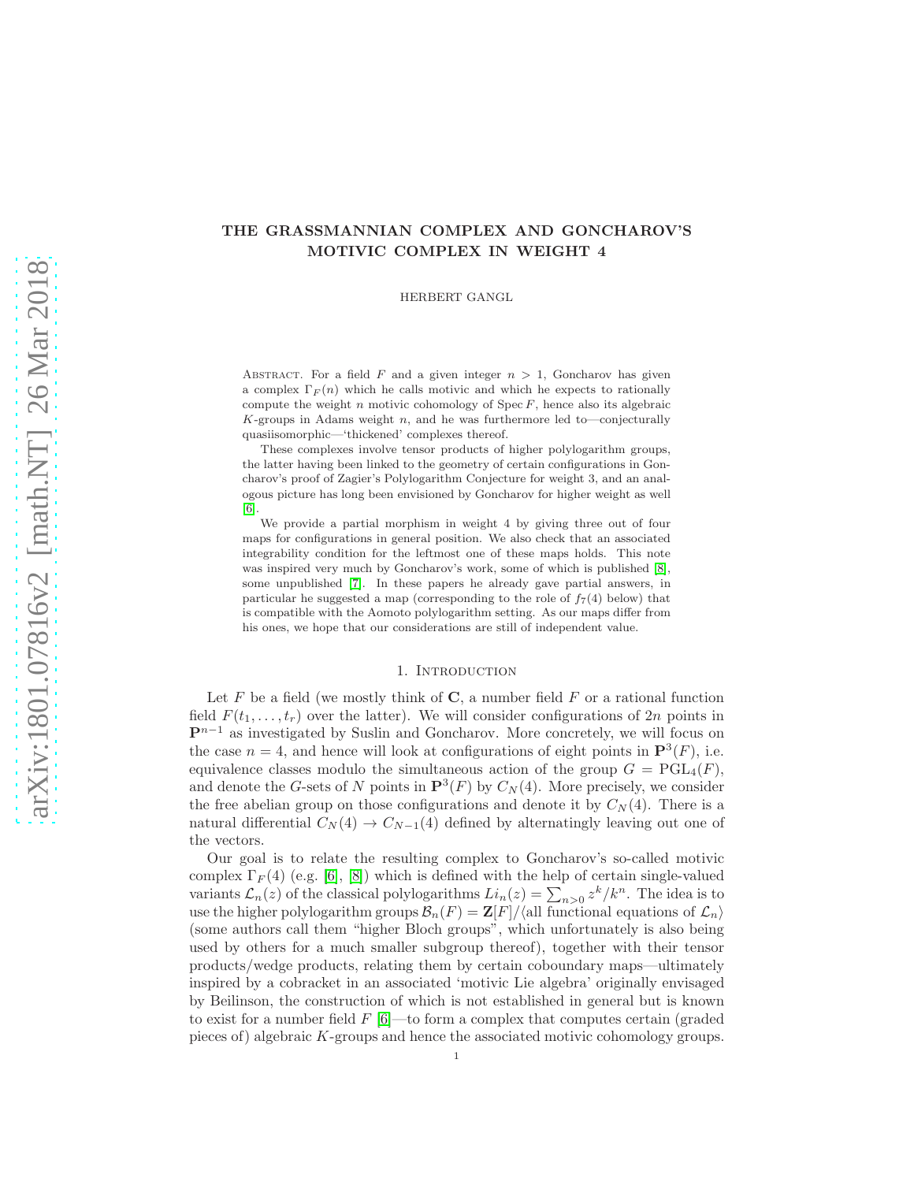# THE GRASSMANNIAN COMPLEX AND GONCHAROV'S MOTIVIC COMPLEX IN WEIGHT 4

HERBERT GANGL

ABSTRACT. For a field $F$ and a given integer $n > 1$, Goncharov has given a complex $\Gamma_F(n)$ which he calls motivic and which he expects to rationally compute the weight $n$ motivic cohomology of $\operatorname{Spec} F$, hence also its algebraic $K$-groups in Adams weight $n$, and he was furthermore led to—conjecturally quasiisomorphic—'thickened' complexes thereof.

These complexes involve tensor products of higher polylogarithm groups, the latter having been linked to the geometry of certain configurations in Goncharov's proof of Zagier's Polylogarithm Conjecture for weight 3, and an analogous picture has long been envisioned by Goncharov for higher weight as well [6].

We provide a partial morphism in weight 4 by giving three out of four maps for configurations in general position. We also check that an associated integrability condition for the leftmost one of these maps holds. This note was inspired very much by Goncharov's work, some of which is published [8], some unpublished [7]. In these papers he already gave partial answers, in particular he suggested a map (corresponding to the role of $f_7(4)$ below) that is compatible with the Aomoto polylogarithm setting. As our maps differ from his ones, we hope that our considerations are still of independent value.

## 1. Introduction

Let $F$ be a field (we mostly think of $\mathbf{C}$, a number field $F$ or a rational function field $F(t_1, \ldots, t_r)$ over the latter). We will consider configurations of $2n$ points in $\mathbf{P}^{n-1}$ as investigated by Suslin and Goncharov. More concretely, we will focus on the case $n = 4$, and hence will look at configurations of eight points in $\mathbf{P}^3(F)$, i.e. equivalence classes modulo the simultaneous action of the group $G = \mathrm{PGL}_4(F)$, and denote the $G$-sets of $N$ points in $\mathbf{P}^3(F)$ by $C_N(4)$. More precisely, we consider the free abelian group on those configurations and denote it by $C_N(4)$. There is a natural differential $C_N(4) \to C_{N-1}(4)$ defined by alternatingly leaving out one of the vectors.

Our goal is to relate the resulting complex to Goncharov's so-called motivic complex $\Gamma_F(4)$ (e.g. [6], [8]) which is defined with the help of certain single-valued variants $\mathcal{L}_n(z)$ of the classical polylogarithms $Li_n(z) = \sum_{n>0} z^k/k^n$. The idea is to use the higher polylogarithm groups $\mathcal{B}_n(F) = \mathbf{Z}[F]/\langle$all functional equations of $\mathcal{L}_n\rangle$ (some authors call them "higher Bloch groups", which unfortunately is also being used by others for a much smaller subgroup thereof), together with their tensor products/wedge products, relating them by certain coboundary maps—ultimately inspired by a cobracket in an associated 'motivic Lie algebra' originally envisaged by Beilinson, the construction of which is not established in general but is known to exist for a number field $F$ [6]—to form a complex that computes certain (graded pieces of) algebraic $K$-groups and hence the associated motivic cohomology groups.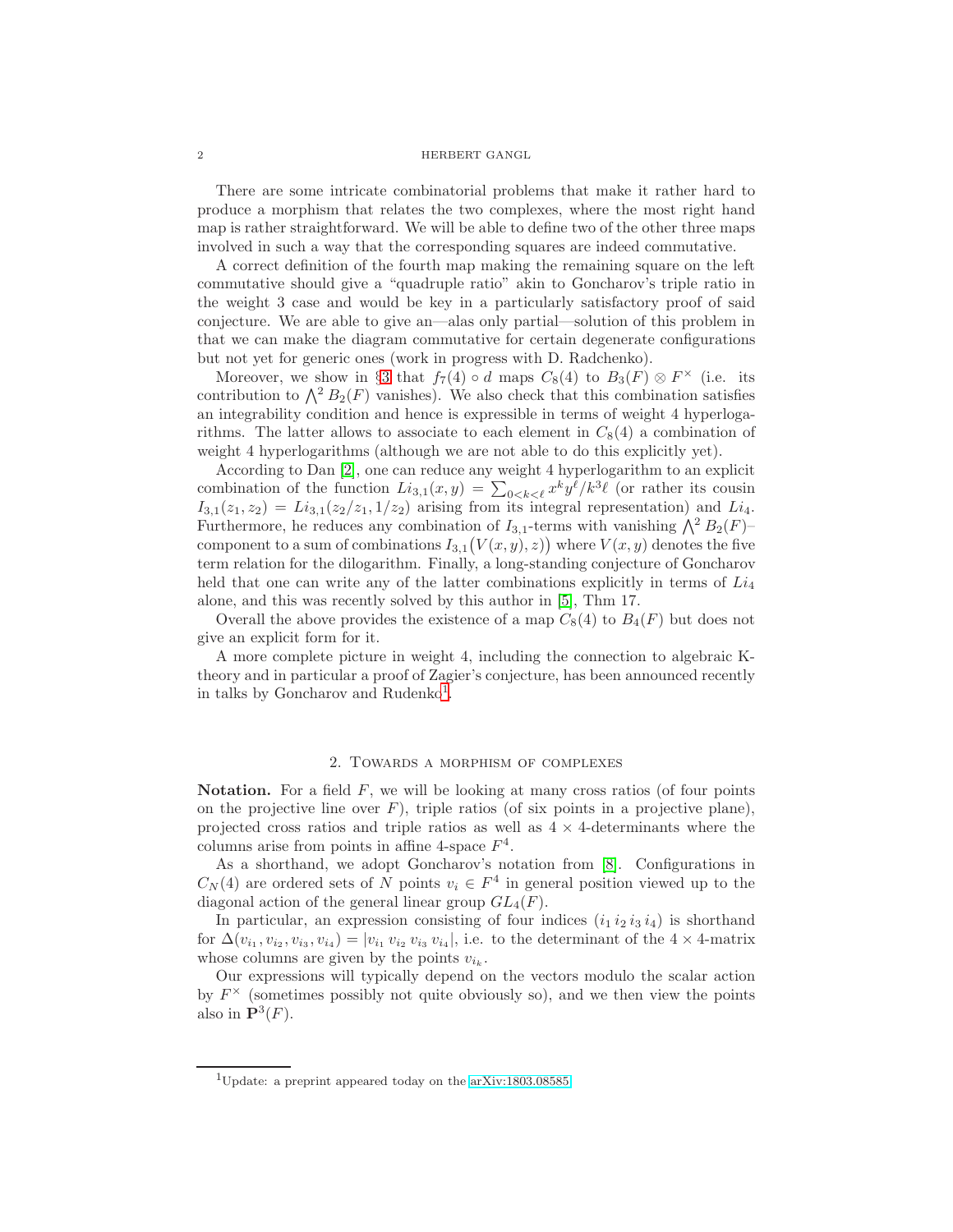There are some intricate combinatorial problems that make it rather hard to produce a morphism that relates the two complexes, where the most right hand map is rather straightforward. We will be able to define two of the other three maps involved in such a way that the corresponding squares are indeed commutative.

A correct definition of the fourth map making the remaining square on the left commutative should give a "quadruple ratio" akin to Goncharov's triple ratio in the weight 3 case and would be key in a particularly satisfactory proof of said conjecture. We are able to give an—alas only partial—solution of this problem in that we can make the diagram commutative for certain degenerate configurations but not yet for generic ones (work in progress with D. Radchenko).

Moreover, we show in §3 that $f_7(4) \circ d$ maps $C_8(4)$ to $B_3(F) \otimes F^\times$ (i.e. its contribution to $\bigwedge^2 B_2(F)$ vanishes). We also check that this combination satisfies an integrability condition and hence is expressible in terms of weight 4 hyperlogarithms. The latter allows to associate to each element in $C_8(4)$ a combination of weight 4 hyperlogarithms (although we are not able to do this explicitly yet).

According to Dan [2], one can reduce any weight 4 hyperlogarithm to an explicit combination of the function $Li_{3,1}(x, y) = \sum_{0<k<\ell} x^k y^\ell / k^3 \ell$ (or rather its cousin $I_{3,1}(z_1, z_2) = Li_{3,1}(z_2/z_1, 1/z_2)$ arising from its integral representation) and $Li_4$. Furthermore, he reduces any combination of $I_{3,1}$-terms with vanishing $\bigwedge^2 B_2(F)$–component to a sum of combinations $I_{3,1}\big(V(x, y), z\big)$ where $V(x, y)$ denotes the five term relation for the dilogarithm. Finally, a long-standing conjecture of Goncharov held that one can write any of the latter combinations explicitly in terms of $Li_4$ alone, and this was recently solved by this author in [5], Thm 17.

Overall the above provides the existence of a map $C_8(4)$ to $B_4(F)$ but does not give an explicit form for it.

A more complete picture in weight 4, including the connection to algebraic K-theory and in particular a proof of Zagier's conjecture, has been announced recently in talks by Goncharov and Rudenko[1].

## 2. Towards a morphism of complexes

**Notation.** For a field $F$, we will be looking at many cross ratios (of four points on the projective line over $F$), triple ratios (of six points in a projective plane), projected cross ratios and triple ratios as well as $4 \times 4$-determinants where the columns arise from points in affine 4-space $F^4$.

As a shorthand, we adopt Goncharov's notation from [8]. Configurations in $C_N(4)$ are ordered sets of $N$ points $v_i \in F^4$ in general position viewed up to the diagonal action of the general linear group $GL_4(F)$.

In particular, an expression consisting of four indices $(i_1\, i_2\, i_3\, i_4)$ is shorthand for $\Delta(v_{i_1}, v_{i_2}, v_{i_3}, v_{i_4}) = |v_{i_1}\, v_{i_2}\, v_{i_3}\, v_{i_4}|$, i.e. to the determinant of the $4 \times 4$-matrix whose columns are given by the points $v_{i_k}$.

Our expressions will typically depend on the vectors modulo the scalar action by $F^\times$ (sometimes possibly not quite obviously so), and we then view the points also in $\mathbf{P}^3(F)$.

---

[1] Update: a preprint appeared today on the arXiv:1803.08585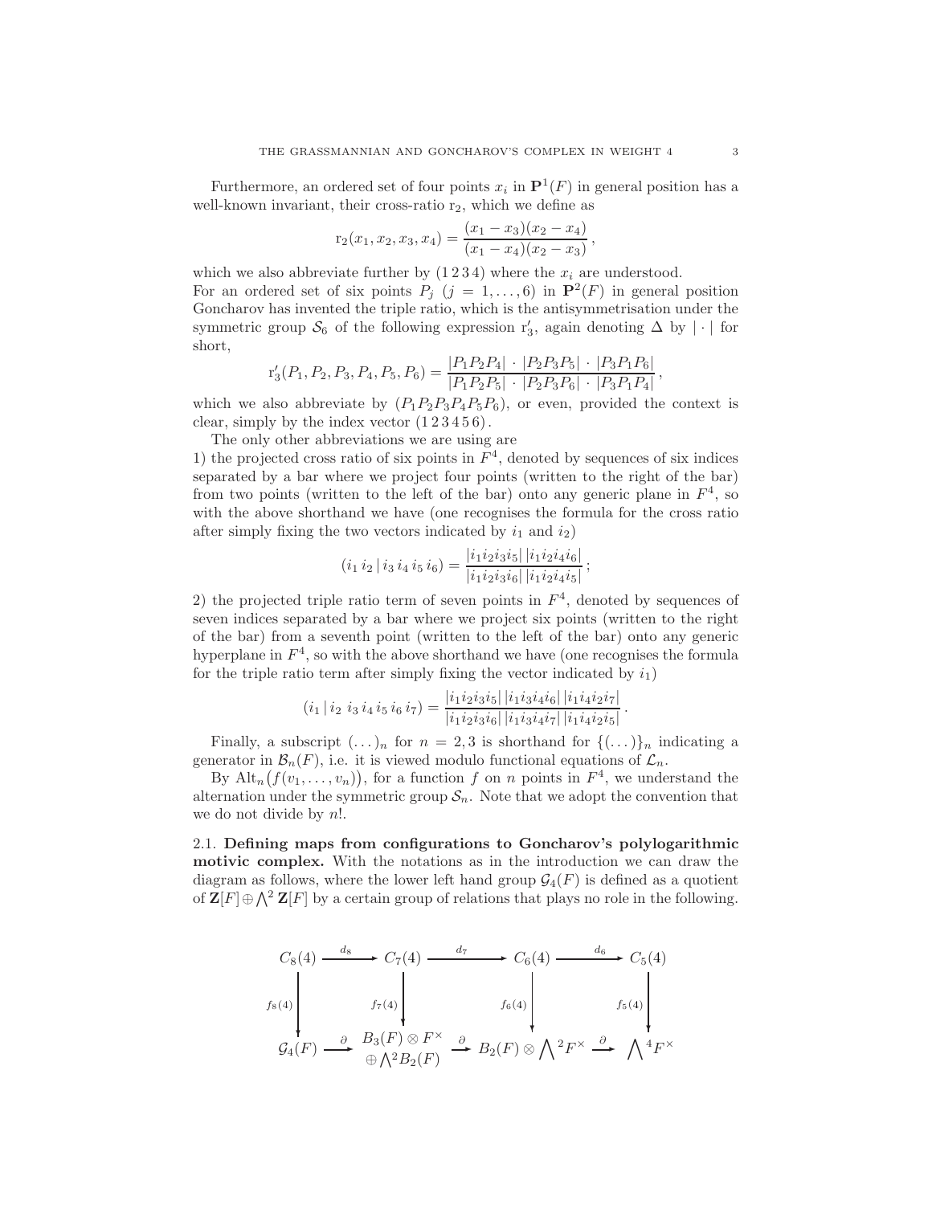Furthermore, an ordered set of four points $x_i$ in $\mathbf{P}^1(F)$ in general position has a well-known invariant, their cross-ratio $\mathrm{r}_2$, which we define as

$$\mathrm{r}_2(x_1, x_2, x_3, x_4) = \frac{(x_1 - x_3)(x_2 - x_4)}{(x_1 - x_4)(x_2 - x_3)},$$

which we also abbreviate further by $(1\,2\,3\,4)$ where the $x_i$ are understood.
For an ordered set of six points $P_j$ $(j = 1, \ldots, 6)$ in $\mathbf{P}^2(F)$ in general position Goncharov has invented the triple ratio, which is the antisymmetrisation under the symmetric group $\mathcal{S}_6$ of the following expression $\mathrm{r}_3'$, again denoting $\Delta$ by $|\cdot|$ for short,

$$\mathrm{r}_3'(P_1, P_2, P_3, P_4, P_5, P_6) = \frac{|P_1 P_2 P_4| \cdot |P_2 P_3 P_5| \cdot |P_3 P_1 P_6|}{|P_1 P_2 P_5| \cdot |P_2 P_3 P_6| \cdot |P_3 P_1 P_4|},$$

which we also abbreviate by $(P_1 P_2 P_3 P_4 P_5 P_6)$, or even, provided the context is clear, simply by the index vector $(1\,2\,3\,4\,5\,6)$.

The only other abbreviations we are using are
1) the projected cross ratio of six points in $F^4$, denoted by sequences of six indices separated by a bar where we project four points (written to the right of the bar) from two points (written to the left of the bar) onto any generic plane in $F^4$, so with the above shorthand we have (one recognises the formula for the cross ratio after simply fixing the two vectors indicated by $i_1$ and $i_2$)

$$(i_1\, i_2 \,|\, i_3\, i_4\, i_5\, i_6) = \frac{|i_1 i_2 i_3 i_5|\, |i_1 i_2 i_4 i_6|}{|i_1 i_2 i_3 i_6|\, |i_1 i_2 i_4 i_5|};$$

2) the projected triple ratio term of seven points in $F^4$, denoted by sequences of seven indices separated by a bar where we project six points (written to the right of the bar) from a seventh point (written to the left of the bar) onto any generic hyperplane in $F^4$, so with the above shorthand we have (one recognises the formula for the triple ratio term after simply fixing the vector indicated by $i_1$)

$$(i_1 \,|\, i_2\; i_3\, i_4\, i_5\, i_6\, i_7) = \frac{|i_1 i_2 i_3 i_5|\, |i_1 i_3 i_4 i_6|\, |i_1 i_4 i_2 i_7|}{|i_1 i_2 i_3 i_6|\, |i_1 i_3 i_4 i_7|\, |i_1 i_4 i_2 i_5|}.$$

Finally, a subscript $(\ldots)_n$ for $n = 2, 3$ is shorthand for $\{(\ldots)\}_n$ indicating a generator in $\mathcal{B}_n(F)$, i.e. it is viewed modulo functional equations of $\mathcal{L}_n$.

By $\mathrm{Alt}_n\big(f(v_1, \ldots, v_n)\big)$, for a function $f$ on $n$ points in $F^4$, we understand the alternation under the symmetric group $\mathcal{S}_n$. Note that we adopt the convention that we do not divide by $n!$.

**2.1. Defining maps from configurations to Goncharov's polylogarithmic motivic complex.** With the notations as in the introduction we can draw the diagram as follows, where the lower left hand group $\mathcal{G}_4(F)$ is defined as a quotient of $\mathbf{Z}[F] \oplus \bigwedge^2 \mathbf{Z}[F]$ by a certain group of relations that plays no role in the following.

$$\begin{array}{ccccccc}
C_8(4) & \xrightarrow{d_8} & C_7(4) & \xrightarrow{d_7} & C_6(4) & \xrightarrow{d_6} & C_5(4) \\
\downarrow{\scriptstyle f_8(4)} & & \downarrow{\scriptstyle f_7(4)} & & \downarrow{\scriptstyle f_6(4)} & & \downarrow{\scriptstyle f_5(4)} \\
\mathcal{G}_4(F) & \xrightarrow{\partial} & \begin{array}{c} B_3(F) \otimes F^\times \\ \oplus \bigwedge^2 B_2(F) \end{array} & \xrightarrow{\partial} & B_2(F) \otimes \bigwedge^2 F^\times & \xrightarrow{\partial} & \bigwedge^4 F^\times
\end{array}$$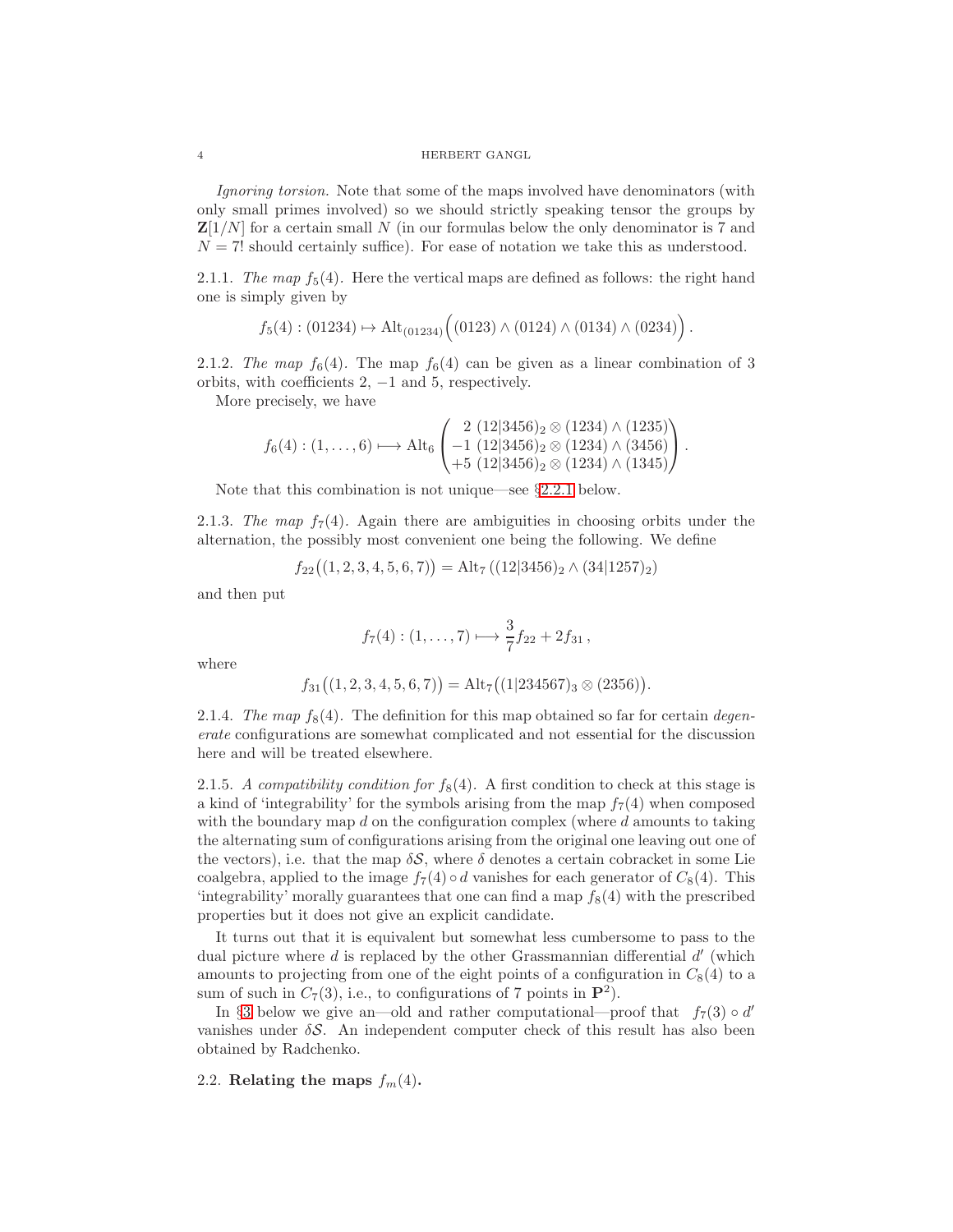*Ignoring torsion.* Note that some of the maps involved have denominators (with only small primes involved) so we should strictly speaking tensor the groups by $\mathbf{Z}[1/N]$ for a certain small $N$ (in our formulas below the only denominator is 7 and $N = 7!$ should certainly suffice). For ease of notation we take this as understood.

2.1.1. *The map $f_5(4)$.* Here the vertical maps are defined as follows: the right hand one is simply given by

$$f_5(4) : (01234) \mapsto \mathrm{Alt}_{(01234)}\Big( (0123) \wedge (0124) \wedge (0134) \wedge (0234) \Big) .$$

2.1.2. *The map $f_6(4)$.* The map $f_6(4)$ can be given as a linear combination of 3 orbits, with coefficients 2, $-1$ and 5, respectively.

More precisely, we have

$$f_6(4) : (1, \dots, 6) \longmapsto \mathrm{Alt}_6 \begin{pmatrix} 2\ (12|3456)_2 \otimes (1234) \wedge (1235) \\ -1\ (12|3456)_2 \otimes (1234) \wedge (3456) \\ +5\ (12|3456)_2 \otimes (1234) \wedge (1345) \end{pmatrix} .$$

Note that this combination is not unique—see §2.2.1 below.

2.1.3. *The map $f_7(4)$.* Again there are ambiguities in choosing orbits under the alternation, the possibly most convenient one being the following. We define

$$f_{22}\big((1, 2, 3, 4, 5, 6, 7)\big) = \mathrm{Alt}_7\left((12|3456)_2 \wedge (34|1257)_2\right)$$

and then put

$$f_7(4) : (1, \dots, 7) \longmapsto \frac{3}{7} f_{22} + 2 f_{31} ,$$

where

$$f_{31}\big((1, 2, 3, 4, 5, 6, 7)\big) = \mathrm{Alt}_7\big((1|234567)_3 \otimes (2356)\big).$$

2.1.4. *The map $f_8(4)$.* The definition for this map obtained so far for certain *degenerate* configurations are somewhat complicated and not essential for the discussion here and will be treated elsewhere.

2.1.5. *A compatibility condition for $f_8(4)$.* A first condition to check at this stage is a kind of 'integrability' for the symbols arising from the map $f_7(4)$ when composed with the boundary map $d$ on the configuration complex (where $d$ amounts to taking the alternating sum of configurations arising from the original one leaving out one of the vectors), i.e. that the map $\delta\mathcal{S}$, where $\delta$ denotes a certain cobracket in some Lie coalgebra, applied to the image $f_7(4) \circ d$ vanishes for each generator of $C_8(4)$. This 'integrability' morally guarantees that one can find a map $f_8(4)$ with the prescribed properties but it does not give an explicit candidate.

It turns out that it is equivalent but somewhat less cumbersome to pass to the dual picture where $d$ is replaced by the other Grassmannian differential $d'$ (which amounts to projecting from one of the eight points of a configuration in $C_8(4)$ to a sum of such in $C_7(3)$, i.e., to configurations of 7 points in $\mathbf{P}^2$).

In §3 below we give an—old and rather computational—proof that $f_7(3) \circ d'$ vanishes under $\delta\mathcal{S}$. An independent computer check of this result has also been obtained by Radchenko.

## 2.2. Relating the maps $f_m(4)$.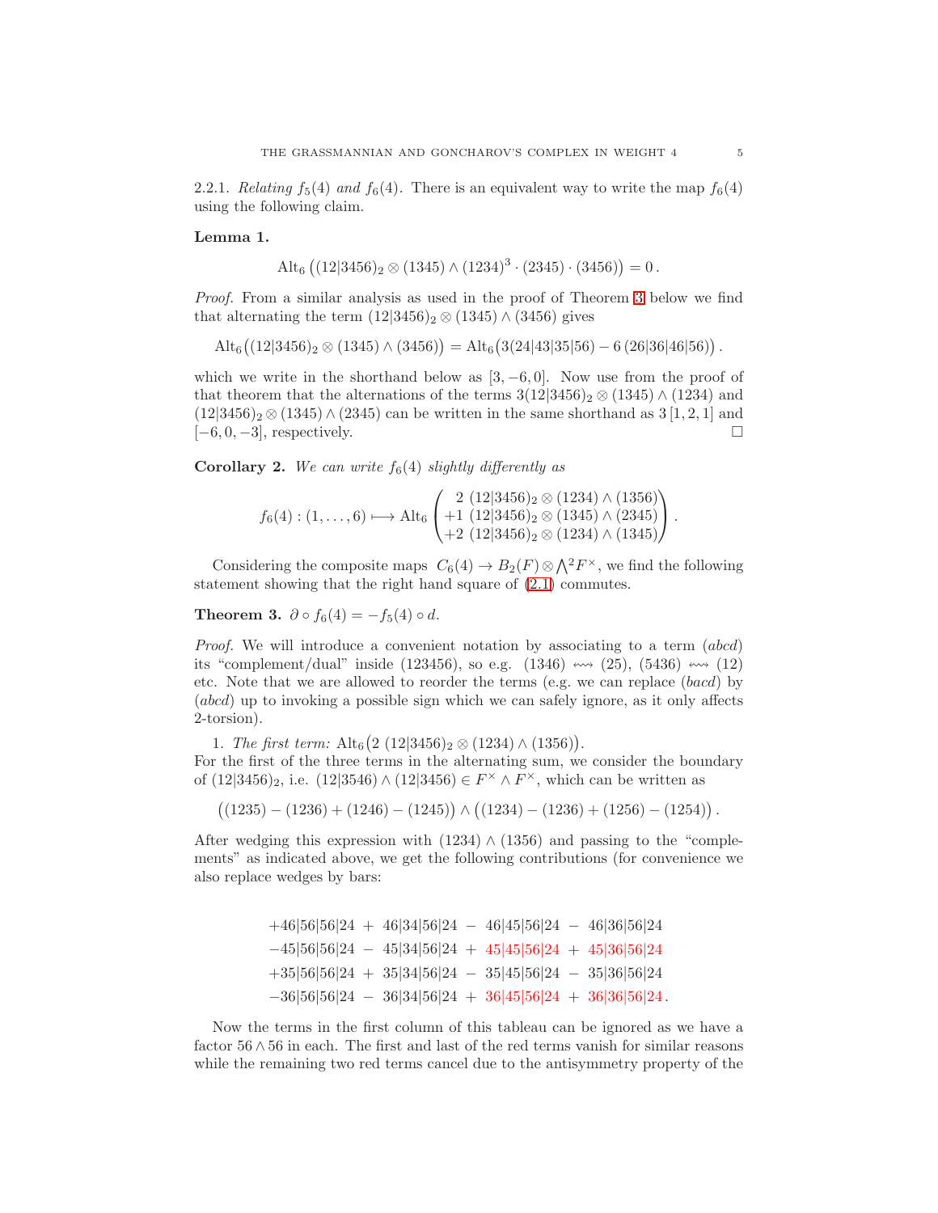2.2.1. *Relating $f_5(4)$ and $f_6(4)$.* There is an equivalent way to write the map $f_6(4)$ using the following claim.

**Lemma 1.**

$$\mathrm{Alt}_6\left((12|3456)_2 \otimes (1345) \wedge (1234)^3 \cdot (2345) \cdot (3456)\right) = 0\,.$$

*Proof.* From a similar analysis as used in the proof of Theorem 3 below we find that alternating the term $(12|3456)_2 \otimes (1345) \wedge (3456)$ gives

$$\mathrm{Alt}_6\big((12|3456)_2 \otimes (1345) \wedge (3456)\big) = \mathrm{Alt}_6\big(3(24|43|35|56) - 6\,(26|36|46|56)\big)\,.$$

which we write in the shorthand below as $[3, -6, 0]$. Now use from the proof of that theorem that the alternations of the terms $3(12|3456)_2 \otimes (1345) \wedge (1234)$ and $(12|3456)_2 \otimes (1345) \wedge (2345)$ can be written in the same shorthand as $3\,[1, 2, 1]$ and $[-6, 0, -3]$, respectively. $\square$

**Corollary 2.** *We can write $f_6(4)$ slightly differently as*

$$f_6(4) : (1, \ldots, 6) \longmapsto \mathrm{Alt}_6 \begin{pmatrix} 2\ (12|3456)_2 \otimes (1234) \wedge (1356) \\ +1\ (12|3456)_2 \otimes (1345) \wedge (2345) \\ +2\ (12|3456)_2 \otimes (1234) \wedge (1345) \end{pmatrix}.$$

Considering the composite maps $C_6(4) \to B_2(F) \otimes \bigwedge^2 F^\times$, we find the following statement showing that the right hand square of (2.1) commutes.

**Theorem 3.** $\partial \circ f_6(4) = -f_5(4) \circ d$.

*Proof.* We will introduce a convenient notation by associating to a term $(abcd)$ its "complement/dual" inside $(123456)$, so e.g. $(1346) \rightsquigarrow (25)$, $(5436) \rightsquigarrow (12)$ etc. Note that we are allowed to reorder the terms (e.g. we can replace $(bacd)$ by $(abcd)$ up to invoking a possible sign which we can safely ignore, as it only affects 2-torsion).

1. *The first term:* $\mathrm{Alt}_6\big(2\ (12|3456)_2 \otimes (1234) \wedge (1356)\big)$.
For the first of the three terms in the alternating sum, we consider the boundary of $(12|3456)_2$, i.e. $(12|3546) \wedge (12|3456) \in F^\times \wedge F^\times$, which can be written as

$$\big((1235) - (1236) + (1246) - (1245)\big) \wedge \big((1234) - (1236) + (1256) - (1254)\big)\,.$$

After wedging this expression with $(1234) \wedge (1356)$ and passing to the "complements" as indicated above, we get the following contributions (for convenience we also replace wedges by bars:

$$\begin{array}{l} +46|56|56|24 \ + \ 46|34|56|24 \ - \ 46|45|56|24 \ - \ 46|36|56|24 \\ -45|56|56|24 \ - \ 45|34|56|24 \ + \ 45|45|56|24 \ + \ 45|36|56|24 \\ +35|56|56|24 \ + \ 35|34|56|24 \ - \ 35|45|56|24 \ - \ 35|36|56|24 \\ -36|56|56|24 \ - \ 36|34|56|24 \ + \ 36|45|56|24 \ + \ 36|36|56|24\,. \end{array}$$

Now the terms in the first column of this tableau can be ignored as we have a factor $56 \wedge 56$ in each. The first and last of the red terms vanish for similar reasons while the remaining two red terms cancel due to the antisymmetry property of the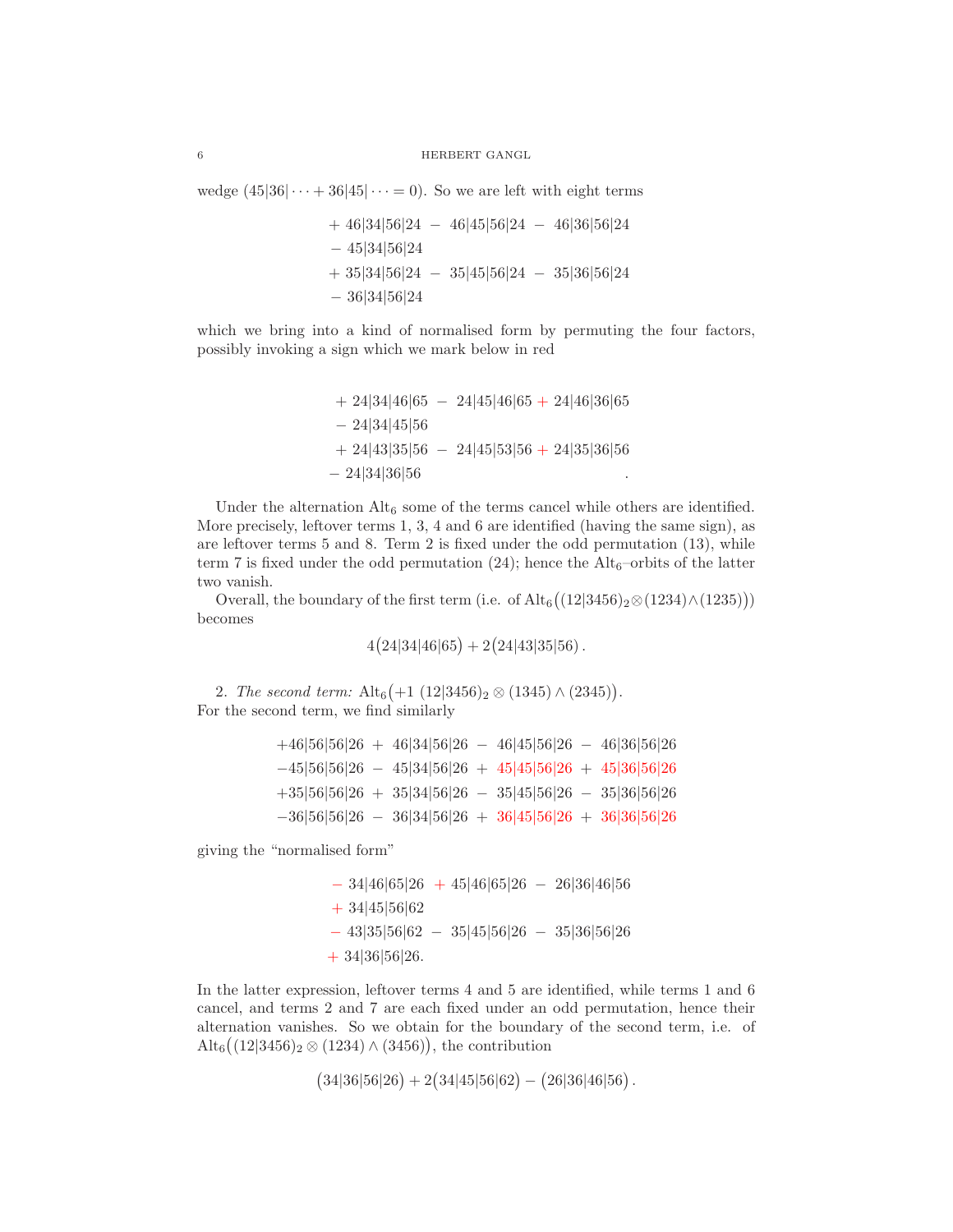wedge $(45|36|\cdots + 36|45|\cdots = 0)$. So we are left with eight terms

$$
\begin{aligned}
&+ 46|34|56|24 \; - \; 46|45|56|24 \; - \; 46|36|56|24\\
&- 45|34|56|24\\
&+ 35|34|56|24 \; - \; 35|45|56|24 \; - \; 35|36|56|24\\
&- 36|34|56|24
\end{aligned}
$$

which we bring into a kind of normalised form by permuting the four factors, possibly invoking a sign which we mark below in red

$$
\begin{aligned}
&+ 24|34|46|65 \; - \; 24|45|46|65 \; {\color{red}+} \; 24|46|36|65\\
&- 24|34|45|56\\
&+ 24|43|35|56 \; - \; 24|45|53|56 \; {\color{red}+} \; 24|35|36|56\\
&- 24|34|36|56 \qquad .
\end{aligned}
$$

Under the alternation $\mathrm{Alt}_6$ some of the terms cancel while others are identified. More precisely, leftover terms 1, 3, 4 and 6 are identified (having the same sign), as are leftover terms 5 and 8. Term 2 is fixed under the odd permutation (13), while term 7 is fixed under the odd permutation (24); hence the $\mathrm{Alt}_6$–orbits of the latter two vanish.

Overall, the boundary of the first term (i.e. of $\mathrm{Alt}_6\big((12|3456)_2\otimes(1234)\wedge(1235)\big)$) becomes

$$4\big(24|34|46|65\big) + 2\big(24|43|35|56\big)\,.$$

2. *The second term:* $\mathrm{Alt}_6\big(+1\ (12|3456)_2\otimes(1345)\wedge(2345)\big)$.
For the second term, we find similarly

$$
\begin{aligned}
&+46|56|56|26 \; + \; 46|34|56|26 \; - \; 46|45|56|26 \; - \; 46|36|56|26\\
&-45|56|56|26 \; - \; 45|34|56|26 \; + \; {\color{red}45|45|56|26} \; + \; {\color{red}45|36|56|26}\\
&+35|56|56|26 \; + \; 35|34|56|26 \; - \; 35|45|56|26 \; - \; 35|36|56|26\\
&-36|56|56|26 \; - \; 36|34|56|26 \; + \; {\color{red}36|45|56|26} \; + \; {\color{red}36|36|56|26}
\end{aligned}
$$

giving the "normalised form"

$$
\begin{aligned}
&{\color{red}-}\; 34|46|65|26 \; + \; 45|46|65|26 \; - \; 26|36|46|56\\
&{\color{red}+}\; 34|45|56|62\\
&{\color{red}-}\; 43|35|56|62 \; - \; 35|45|56|26 \; - \; 35|36|56|26\\
&+ 34|36|56|26.
\end{aligned}
$$

In the latter expression, leftover terms 4 and 5 are identified, while terms 1 and 6 cancel, and terms 2 and 7 are each fixed under an odd permutation, hence their alternation vanishes. So we obtain for the boundary of the second term, i.e. of $\mathrm{Alt}_6\big((12|3456)_2\otimes(1234)\wedge(3456)\big)$, the contribution

$$\big(34|36|56|26\big) + 2\big(34|45|56|62\big) - \big(26|36|46|56\big)\,.$$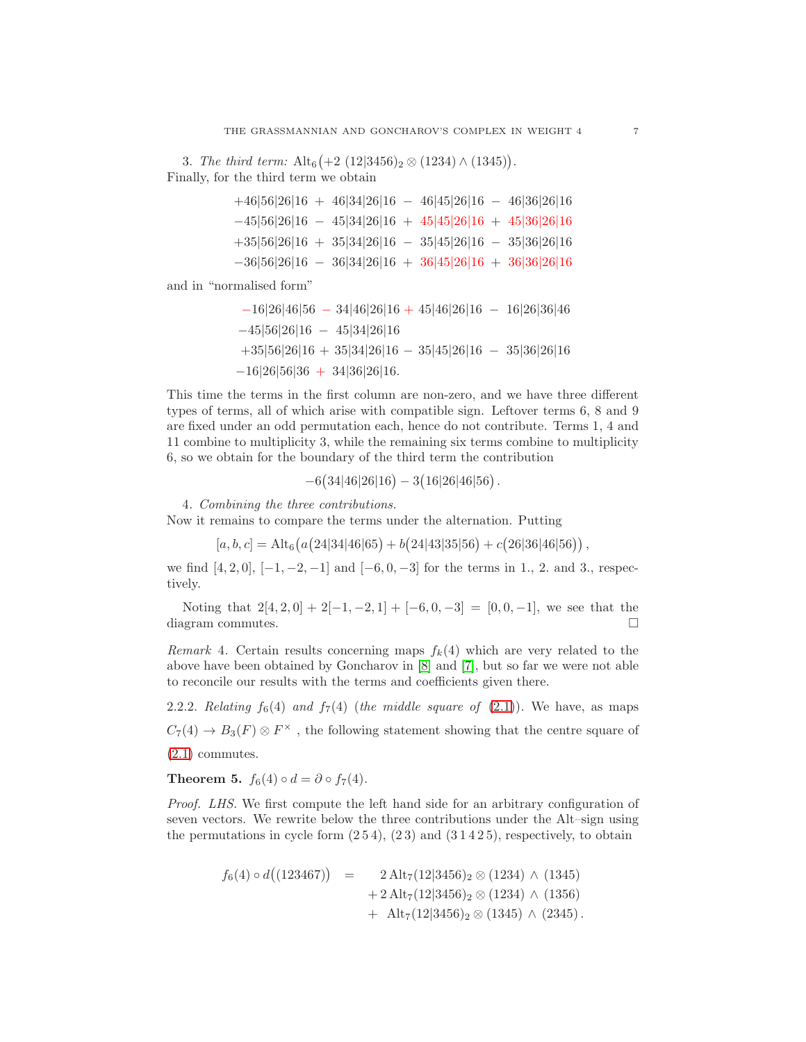3. *The third term:* $\mathrm{Alt}_6\big(+2\ (12|3456)_2 \otimes (1234) \wedge (1345)\big)$.
Finally, for the third term we obtain

$$\begin{array}{l}
+46|56|26|16 \ + \ 46|34|26|16 \ - \ 46|45|26|16 \ - \ 46|36|26|16 \\
-45|56|26|16 \ - \ 45|34|26|16 \ + \ 45|45|26|16 \ + \ 45|36|26|16 \\
+35|56|26|16 \ + \ 35|34|26|16 \ - \ 35|45|26|16 \ - \ 35|36|26|16 \\
-36|56|26|16 \ - \ 36|34|26|16 \ + \ 36|45|26|16 \ + \ 36|36|26|16
\end{array}$$

and in "normalised form"

$$\begin{array}{l}
-16|26|46|56 \ - \ 34|46|26|16 + 45|46|26|16 \ - \ 16|26|36|46 \\
-45|56|26|16 \ - \ 45|34|26|16 \\
+35|56|26|16 + 35|34|26|16 - 35|45|26|16 \ - \ 35|36|26|16 \\
-16|26|56|36 \ + \ 34|36|26|16.
\end{array}$$

This time the terms in the first column are non-zero, and we have three different types of terms, all of which arise with compatible sign. Leftover terms 6, 8 and 9 are fixed under an odd permutation each, hence do not contribute. Terms 1, 4 and 11 combine to multiplicity 3, while the remaining six terms combine to multiplicity 6, so we obtain for the boundary of the third term the contribution

$$-6\big(34|46|26|16\big) - 3\big(16|26|46|56\big)\,.$$

4. *Combining the three contributions.*
Now it remains to compare the terms under the alternation. Putting

$$[a,b,c] = \mathrm{Alt}_6\Big(a\big(24|34|46|65\big) + b\big(24|43|35|56\big) + c\big(26|36|46|56\big)\Big)\,,$$

we find $[4,2,0]$, $[-1,-2,-1]$ and $[-6,0,-3]$ for the terms in 1., 2. and 3., respectively.

Noting that $2[4,2,0] + 2[-1,-2,1] + [-6,0,-3] = [0,0,-1]$, we see that the diagram commutes. □

*Remark* 4. Certain results concerning maps $f_k(4)$ which are very related to the above have been obtained by Goncharov in [8] and [7], but so far we were not able to reconcile our results with the terms and coefficients given there.

2.2.2. *Relating $f_6(4)$ and $f_7(4)$ (the middle square of (2.1)).* We have, as maps $C_7(4) \to B_3(F) \otimes F^\times$ , the following statement showing that the centre square of (2.1) commutes.

**Theorem 5.** $f_6(4) \circ d = \partial \circ f_7(4)$.

*Proof. LHS.* We first compute the left hand side for an arbitrary configuration of seven vectors. We rewrite below the three contributions under the Alt–sign using the permutations in cycle form $(2\,5\,4)$, $(2\,3)$ and $(3\,1\,4\,2\,5)$, respectively, to obtain

$$\begin{aligned}
f_6(4) \circ d\big((123467)\big) \quad = \quad & 2\,\mathrm{Alt}_7(12|3456)_2 \otimes (1234) \wedge (1345) \\
& + 2\,\mathrm{Alt}_7(12|3456)_2 \otimes (1234) \wedge (1356) \\
& + \ \mathrm{Alt}_7(12|3456)_2 \otimes (1345) \wedge (2345)\,.
\end{aligned}$$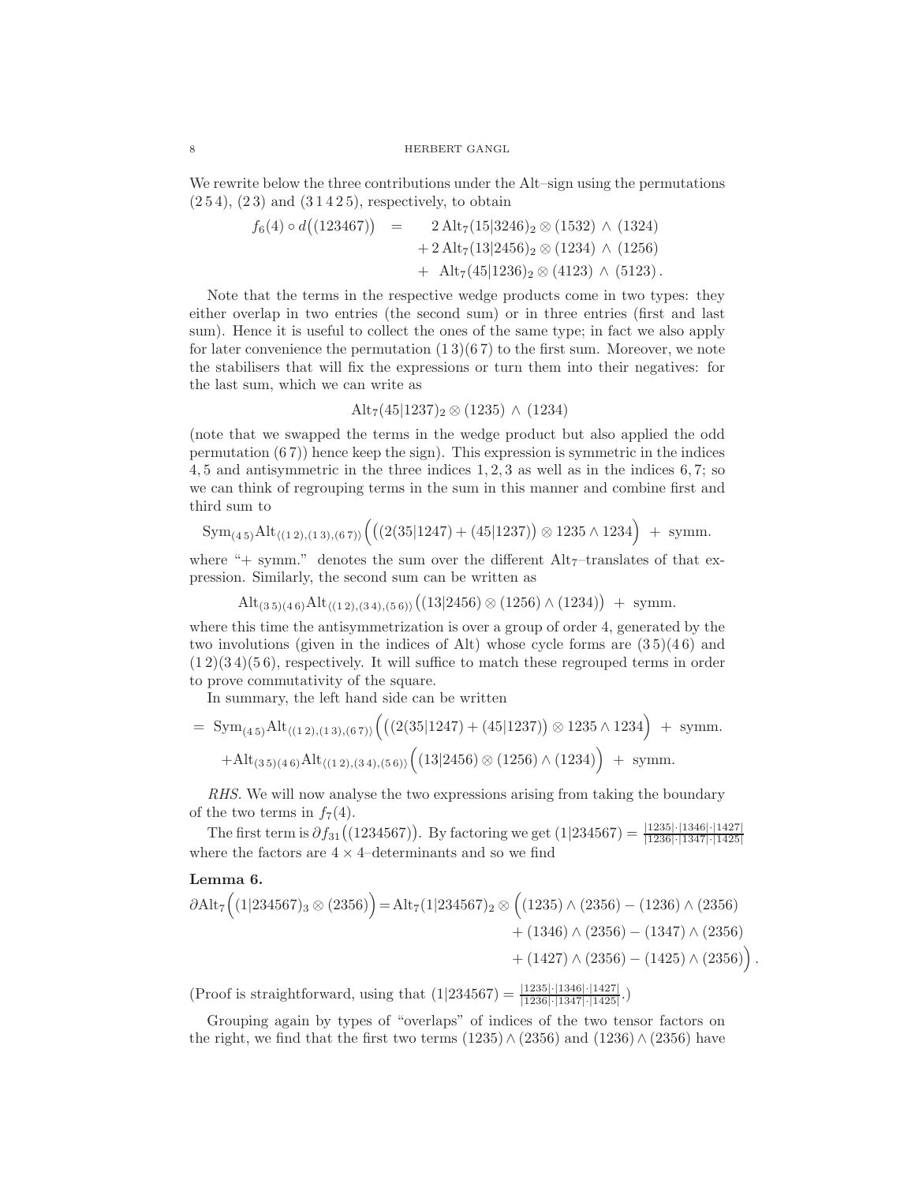We rewrite below the three contributions under the Alt–sign using the permutations $(2\,5\,4)$, $(2\,3)$ and $(3\,1\,4\,2\,5)$, respectively, to obtain

$$
\begin{aligned}
f_6(4)\circ d\big((123467)\big) \quad = \quad & 2\,\mathrm{Alt}_7(15|3246)_2\otimes(1532)\;\wedge\;(1324)\\
&+2\,\mathrm{Alt}_7(13|2456)_2\otimes(1234)\;\wedge\;(1256)\\
&+\;\mathrm{Alt}_7(45|1236)_2\otimes(4123)\;\wedge\;(5123)\,.
\end{aligned}
$$

Note that the terms in the respective wedge products come in two types: they either overlap in two entries (the second sum) or in three entries (first and last sum). Hence it is useful to collect the ones of the same type; in fact we also apply for later convenience the permutation $(1\,3)(6\,7)$ to the first sum. Moreover, we note the stabilisers that will fix the expressions or turn them into their negatives: for the last sum, which we can write as

$$
\mathrm{Alt}_7(45|1237)_2\otimes(1235)\;\wedge\;(1234)
$$

(note that we swapped the terms in the wedge product but also applied the odd permutation $(6\,7)$) hence keep the sign). This expression is symmetric in the indices $4,5$ and antisymmetric in the three indices $1,2,3$ as well as in the indices $6,7$; so we can think of regrouping terms in the sum in this manner and combine first and third sum to

$$
\mathrm{Sym}_{(4\,5)}\mathrm{Alt}_{\langle(1\,2),(1\,3),(6\,7)\rangle}\Big(\big((2(35|1247)+(45|1237)\big)\otimes 1235\wedge 1234\Big)\;+\;\text{symm.}
$$

where "+ symm." denotes the sum over the different $\mathrm{Alt}_7$–translates of that expression. Similarly, the second sum can be written as

$$
\mathrm{Alt}_{(3\,5)(4\,6)}\mathrm{Alt}_{\langle(1\,2),(3\,4),(5\,6)\rangle}\big((13|2456)\otimes(1256)\wedge(1234)\big)\;+\;\text{symm.}
$$

where this time the antisymmetrization is over a group of order 4, generated by the two involutions (given in the indices of Alt) whose cycle forms are $(3\,5)(4\,6)$ and $(1\,2)(3\,4)(5\,6)$, respectively. It will suffice to match these regrouped terms in order to prove commutativity of the square.

In summary, the left hand side can be written

$$
\begin{aligned}
=\;&\mathrm{Sym}_{(4\,5)}\mathrm{Alt}_{\langle(1\,2),(1\,3),(6\,7)\rangle}\Big(\big((2(35|1247)+(45|1237)\big)\otimes 1235\wedge 1234\Big)\;+\;\text{symm.}\\
&+\mathrm{Alt}_{(3\,5)(4\,6)}\mathrm{Alt}_{\langle(1\,2),(3\,4),(5\,6)\rangle}\Big((13|2456)\otimes(1256)\wedge(1234)\Big)\;+\;\text{symm.}
\end{aligned}
$$

*RHS.* We will now analyse the two expressions arising from taking the boundary of the two terms in $f_7(4)$.

The first term is $\partial f_{31}\big((1234567)\big)$. By factoring we get $(1|234567)=\frac{|1235|\cdot|1346|\cdot|1427|}{|1236|\cdot|1347|\cdot|1425|}$ where the factors are $4\times4$–determinants and so we find

**Lemma 6.**

$$
\begin{aligned}
\partial\mathrm{Alt}_7\Big((1|234567)_3\otimes(2356)\Big)=\mathrm{Alt}_7(1|234567)_2\otimes\Big(&(1235)\wedge(2356)-(1236)\wedge(2356)\\
&+(1346)\wedge(2356)-(1347)\wedge(2356)\\
&+(1427)\wedge(2356)-(1425)\wedge(2356)\Big)\,.
\end{aligned}
$$

(Proof is straightforward, using that $(1|234567)=\frac{|1235|\cdot|1346|\cdot|1427|}{|1236|\cdot|1347|\cdot|1425|}$.)

Grouping again by types of "overlaps" of indices of the two tensor factors on the right, we find that the first two terms $(1235)\wedge(2356)$ and $(1236)\wedge(2356)$ have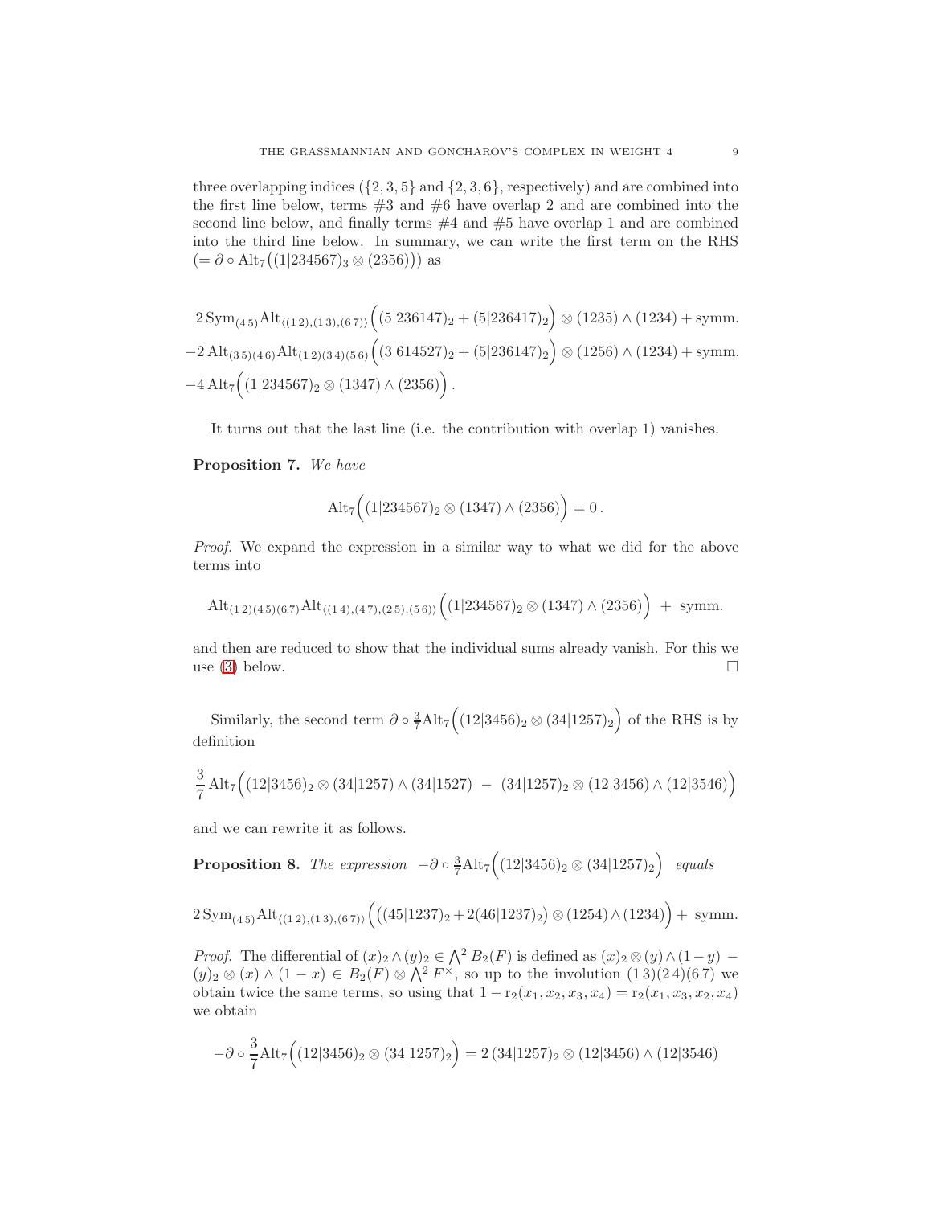three overlapping indices ($\{2,3,5\}$ and $\{2,3,6\}$, respectively) and are combined into the first line below, terms #3 and #6 have overlap 2 and are combined into the second line below, and finally terms #4 and #5 have overlap 1 and are combined into the third line below. In summary, we can write the first term on the RHS ($= \partial \circ \mathrm{Alt}_7\big((1|234567)_3 \otimes (2356)\big)$) as

$$
\begin{aligned}
&2\,\mathrm{Sym}_{(4\,5)}\mathrm{Alt}_{\langle(1\,2),(1\,3),(6\,7)\rangle}\Big((5|236147)_2 + (5|236417)_2\Big) \otimes (1235) \wedge (1234) + \text{symm.}\\
&-2\,\mathrm{Alt}_{(3\,5)(4\,6)}\mathrm{Alt}_{(1\,2)(3\,4)(5\,6)}\Big((3|614527)_2 + (5|236147)_2\Big) \otimes (1256) \wedge (1234) + \text{symm.}\\
&-4\,\mathrm{Alt}_7\Big((1|234567)_2 \otimes (1347) \wedge (2356)\Big)\,.
\end{aligned}
$$

It turns out that the last line (i.e. the contribution with overlap 1) vanishes.

**Proposition 7.** *We have*

$$
\mathrm{Alt}_7\Big((1|234567)_2 \otimes (1347) \wedge (2356)\Big) = 0\,.
$$

*Proof.* We expand the expression in a similar way to what we did for the above terms into

$$
\mathrm{Alt}_{(1\,2)(4\,5)(6\,7)}\mathrm{Alt}_{\langle(1\,4),(4\,7),(2\,5),(5\,6)\rangle}\Big((1|234567)_2 \otimes (1347) \wedge (2356)\Big) \;+\; \text{symm.}
$$

and then are reduced to show that the individual sums already vanish. For this we use (3) below. $\square$

Similarly, the second term $\partial \circ \frac{3}{7}\mathrm{Alt}_7\Big((12|3456)_2 \otimes (34|1257)_2\Big)$ of the RHS is by definition

$$
\frac{3}{7}\,\mathrm{Alt}_7\Big((12|3456)_2 \otimes (34|1257) \wedge (34|1527) \;-\; (34|1257)_2 \otimes (12|3456) \wedge (12|3546)\Big)
$$

and we can rewrite it as follows.

**Proposition 8.** *The expression* $-\partial \circ \frac{3}{7}\mathrm{Alt}_7\Big((12|3456)_2 \otimes (34|1257)_2\Big)$ *equals*

$$
2\,\mathrm{Sym}_{(4\,5)}\mathrm{Alt}_{\langle(1\,2),(1\,3),(6\,7)\rangle}\Big(\big((45|1237)_2 + 2(46|1237)_2\big) \otimes (1254) \wedge (1234)\Big) + \text{ symm.}
$$

*Proof.* The differential of $(x)_2 \wedge (y)_2 \in \bigwedge^2 B_2(F)$ is defined as $(x)_2 \otimes (y) \wedge (1-y) - (y)_2 \otimes (x) \wedge (1-x) \in B_2(F) \otimes \bigwedge^2 F^\times$, so up to the involution $(1\,3)(2\,4)(6\,7)$ we obtain twice the same terms, so using that $1 - \mathrm{r}_2(x_1,x_2,x_3,x_4) = \mathrm{r}_2(x_1,x_3,x_2,x_4)$ we obtain

$$
-\partial \circ \frac{3}{7}\mathrm{Alt}_7\Big((12|3456)_2 \otimes (34|1257)_2\Big) = 2\,(34|1257)_2 \otimes (12|3456) \wedge (12|3546)
$$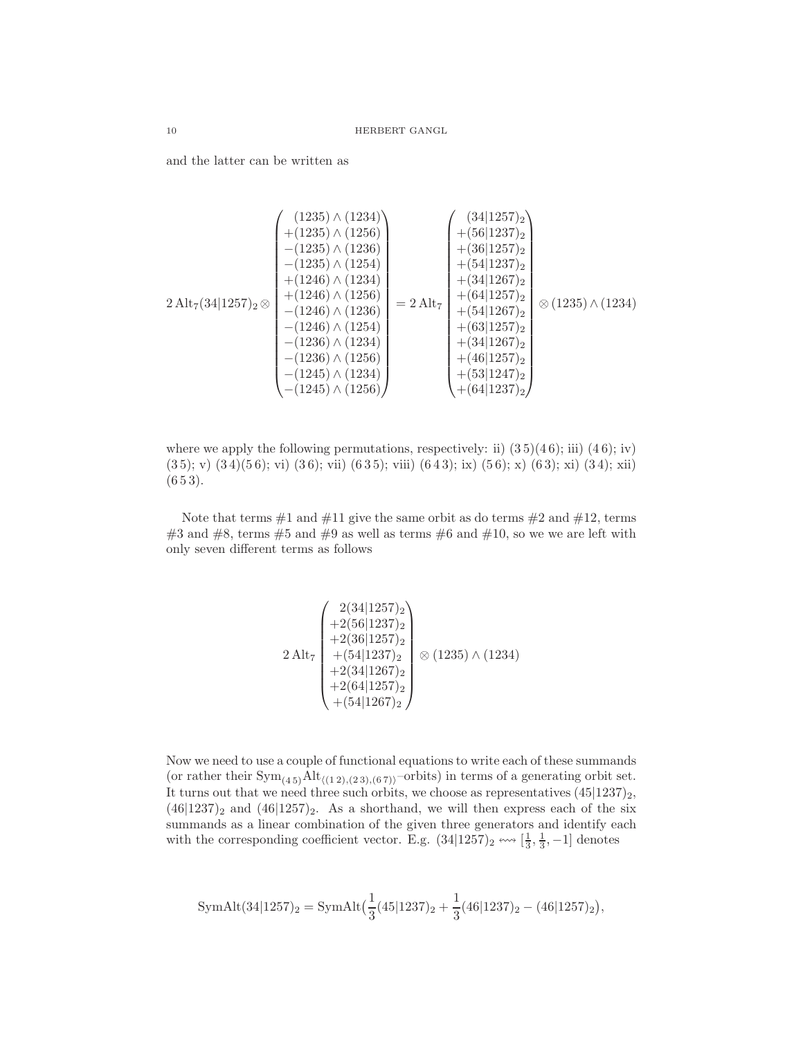and the latter can be written as

$$
2\,\mathrm{Alt}_7 (34|1257)_2 \otimes \begin{pmatrix} (1235)\wedge(1234) \\ +(1235)\wedge(1256) \\ -(1235)\wedge(1236) \\ -(1235)\wedge(1254) \\ +(1246)\wedge(1234) \\ +(1246)\wedge(1256) \\ -(1246)\wedge(1236) \\ -(1246)\wedge(1254) \\ -(1236)\wedge(1234) \\ -(1236)\wedge(1256) \\ -(1245)\wedge(1234) \\ -(1245)\wedge(1256) \end{pmatrix} = 2\,\mathrm{Alt}_7 \begin{pmatrix} (34|1257)_2 \\ +(56|1237)_2 \\ +(36|1257)_2 \\ +(54|1237)_2 \\ +(34|1267)_2 \\ +(64|1257)_2 \\ +(54|1267)_2 \\ +(63|1257)_2 \\ +(34|1267)_2 \\ +(46|1257)_2 \\ +(53|1247)_2 \\ +(64|1237)_2 \end{pmatrix} \otimes (1235)\wedge(1234)
$$

where we apply the following permutations, respectively: ii) $(3\,5)(4\,6)$; iii) $(4\,6)$; iv) $(3\,5)$; v) $(3\,4)(5\,6)$; vi) $(3\,6)$; vii) $(6\,3\,5)$; viii) $(6\,4\,3)$; ix) $(5\,6)$; x) $(6\,3)$; xi) $(3\,4)$; xii) $(6\,5\,3)$.

Note that terms #1 and #11 give the same orbit as do terms #2 and #12, terms #3 and #8, terms #5 and #9 as well as terms #6 and #10, so we we are left with only seven different terms as follows

$$
2\,\mathrm{Alt}_7 \begin{pmatrix} 2(34|1257)_2 \\ +2(56|1237)_2 \\ +2(36|1257)_2 \\ +(54|1237)_2 \\ +2(34|1267)_2 \\ +2(64|1257)_2 \\ +(54|1267)_2 \end{pmatrix} \otimes (1235)\wedge(1234)
$$

Now we need to use a couple of functional equations to write each of these summands (or rather their $\mathrm{Sym}_{(4\,5)}\mathrm{Alt}_{\langle(1\,2),(2\,3),(6\,7)\rangle}$–orbits) in terms of a generating orbit set. It turns out that we need three such orbits, we choose as representatives $(45|1237)_2$, $(46|1237)_2$ and $(46|1257)_2$. As a shorthand, we will then express each of the six summands as a linear combination of the given three generators and identify each with the corresponding coefficient vector. E.g. $(34|1257)_2 \leftrightsquigarrow [\frac{1}{3}, \frac{1}{3}, -1]$ denotes

$$
\mathrm{SymAlt}(34|1257)_2 = \mathrm{SymAlt}\big(\frac{1}{3}(45|1237)_2 + \frac{1}{3}(46|1237)_2 - (46|1257)_2\big),
$$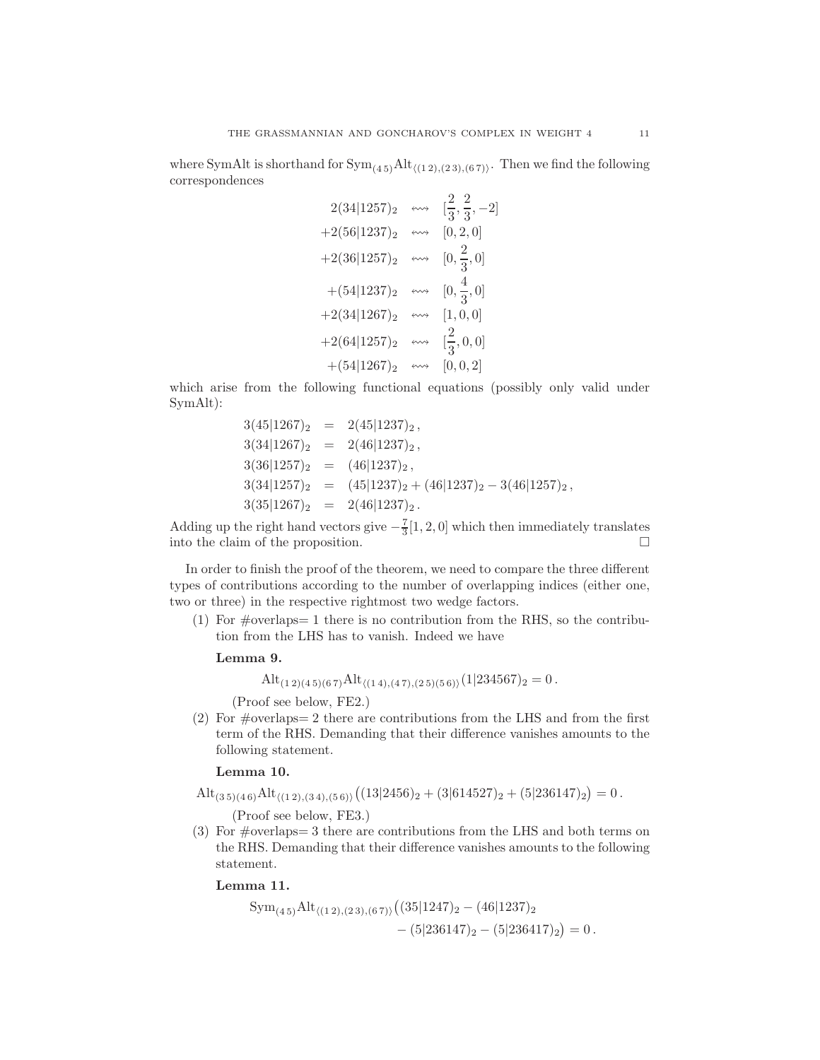where SymAlt is shorthand for $\mathrm{Sym}_{(4\,5)}\mathrm{Alt}_{\langle(1\,2),(2\,3),(6\,7)\rangle}$. Then we find the following correspondences

$$
\begin{aligned}
2(34|1257)_2 &\quad\rightsquigarrow\quad [\tfrac{2}{3},\tfrac{2}{3},-2]\\
+2(56|1237)_2 &\quad\rightsquigarrow\quad [0,2,0]\\
+2(36|1257)_2 &\quad\rightsquigarrow\quad [0,\tfrac{2}{3},0]\\
+(54|1237)_2 &\quad\rightsquigarrow\quad [0,\tfrac{4}{3},0]\\
+2(34|1267)_2 &\quad\rightsquigarrow\quad [1,0,0]\\
+2(64|1257)_2 &\quad\rightsquigarrow\quad [\tfrac{2}{3},0,0]\\
+(54|1267)_2 &\quad\rightsquigarrow\quad [0,0,2]
\end{aligned}
$$

which arise from the following functional equations (possibly only valid under SymAlt):

$$
\begin{aligned}
3(45|1267)_2 &= 2(45|1237)_2\,,\\
3(34|1267)_2 &= 2(46|1237)_2\,,\\
3(36|1257)_2 &= (46|1237)_2\,,\\
3(34|1257)_2 &= (45|1237)_2 + (46|1237)_2 - 3(46|1257)_2\,,\\
3(35|1267)_2 &= 2(46|1237)_2\,.
\end{aligned}
$$

Adding up the right hand vectors give $-\frac{7}{3}[1,2,0]$ which then immediately translates into the claim of the proposition. □

In order to finish the proof of the theorem, we need to compare the three different types of contributions according to the number of overlapping indices (either one, two or three) in the respective rightmost two wedge factors.

(1) For #overlaps= 1 there is no contribution from the RHS, so the contribution from the LHS has to vanish. Indeed we have

**Lemma 9.**

$$\mathrm{Alt}_{(1\,2)(4\,5)(6\,7)}\mathrm{Alt}_{\langle(1\,4),(4\,7),(2\,5)(5\,6)\rangle}(1|234567)_2 = 0\,.$$

(Proof see below, FE2.)

(2) For #overlaps= 2 there are contributions from the LHS and from the first term of the RHS. Demanding that their difference vanishes amounts to the following statement.

**Lemma 10.**

$$\mathrm{Alt}_{(3\,5)(4\,6)}\mathrm{Alt}_{\langle(1\,2),(3\,4),(5\,6)\rangle}\big((13|2456)_2 + (3|614527)_2 + (5|236147)_2\big) = 0\,.$$

(Proof see below, FE3.)

(3) For #overlaps= 3 there are contributions from the LHS and both terms on the RHS. Demanding that their difference vanishes amounts to the following statement.

**Lemma 11.**

$$
\begin{aligned}
\mathrm{Sym}_{(4\,5)}\mathrm{Alt}_{\langle(1\,2),(2\,3),(6\,7)\rangle}\big((35|1247)_2 &- (46|1237)_2\\
&- (5|236147)_2 - (5|236417)_2\big) = 0\,.
\end{aligned}
$$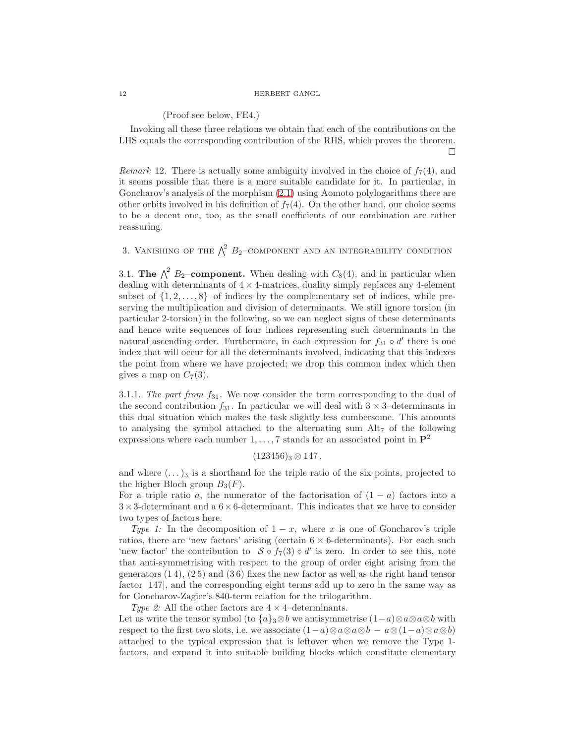(Proof see below, FE4.)

Invoking all these three relations we obtain that each of the contributions on the LHS equals the corresponding contribution of the RHS, which proves the theorem. □

*Remark* 12. There is actually some ambiguity involved in the choice of $f_7(4)$, and it seems possible that there is a more suitable candidate for it. In particular, in Goncharov's analysis of the morphism (2.1) using Aomoto polylogarithms there are other orbits involved in his definition of $f_7(4)$. On the other hand, our choice seems to be a decent one, too, as the small coefficients of our combination are rather reassuring.

## 3. Vanishing of the $\bigwedge^2 B_2$–component and an integrability condition

**3.1. The $\bigwedge^2 B_2$–component.** When dealing with $C_8(4)$, and in particular when dealing with determinants of $4\times 4$-matrices, duality simply replaces any 4-element subset of $\{1, 2, \ldots, 8\}$ of indices by the complementary set of indices, while preserving the multiplication and division of determinants. We still ignore torsion (in particular 2-torsion) in the following, so we can neglect signs of these determinants and hence write sequences of four indices representing such determinants in the natural ascending order. Furthermore, in each expression for $f_{31}\circ d'$ there is one index that will occur for all the determinants involved, indicating that this indexes the point from where we have projected; we drop this common index which then gives a map on $C_7(3)$.

3.1.1. *The part from $f_{31}$.* We now consider the term corresponding to the dual of the second contribution $f_{31}$. In particular we will deal with $3\times 3$–determinants in this dual situation which makes the task slightly less cumbersome. This amounts to analysing the symbol attached to the alternating sum $\mathrm{Alt}_7$ of the following expressions where each number $1, \ldots, 7$ stands for an associated point in $\mathbf{P}^2$

$$(123456)_3 \otimes 147\,,$$

and where $(\ldots)_3$ is a shorthand for the triple ratio of the six points, projected to the higher Bloch group $B_3(F)$.

For a triple ratio $a$, the numerator of the factorisation of $(1-a)$ factors into a $3\times 3$-determinant and a $6\times 6$-determinant. This indicates that we have to consider two types of factors here.

*Type 1:* In the decomposition of $1-x$, where $x$ is one of Goncharov's triple ratios, there are 'new factors' arising (certain $6\times 6$-determinants). For each such 'new factor' the contribution to $\mathcal{S}\circ f_7(3)\circ d'$ is zero. In order to see this, note that anti-symmetrising with respect to the group of order eight arising from the generators $(1\,4)$, $(2\,5)$ and $(3\,6)$ fixes the new factor as well as the right hand tensor factor $|147|$, and the corresponding eight terms add up to zero in the same way as for Goncharov-Zagier's 840-term relation for the trilogarithm.

*Type 2:* All the other factors are $4\times 4$–determinants.

Let us write the tensor symbol (to $\{a\}_3\otimes b$ we antisymmetrise $(1-a)\otimes a\otimes a\otimes b$ with respect to the first two slots, i.e. we associate $(1-a)\otimes a\otimes a\otimes b\,-\,a\otimes(1-a)\otimes a\otimes b$) attached to the typical expression that is leftover when we remove the Type 1-factors, and expand it into suitable building blocks which constitute elementary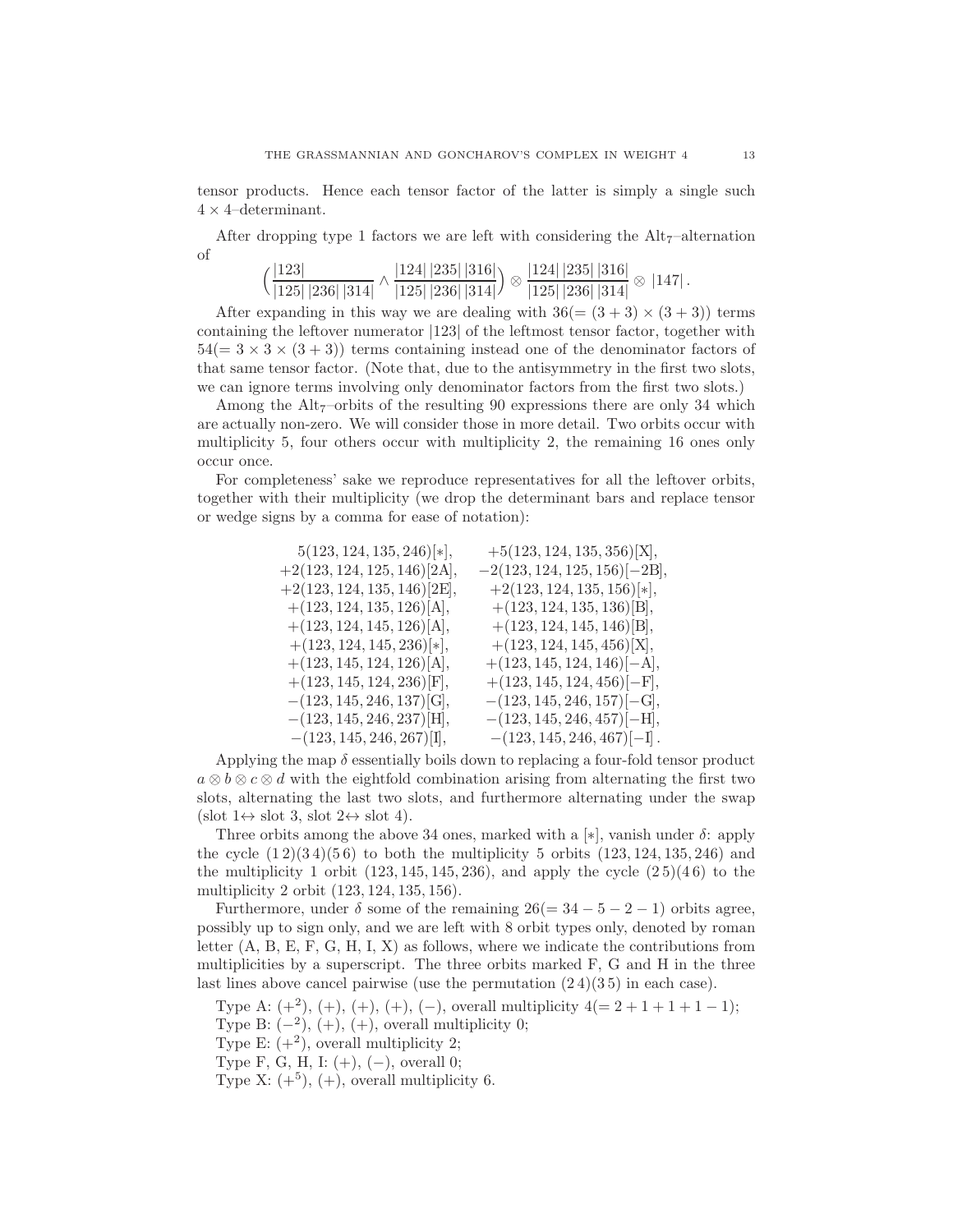tensor products. Hence each tensor factor of the latter is simply a single such $4\times 4$–determinant.

After dropping type 1 factors we are left with considering the $\mathrm{Alt}_7$–alternation of

$$\Big(\frac{|123|}{|125|\,|236|\,|314|}\wedge\frac{|124|\,|235|\,|316|}{|125|\,|236|\,|314|}\Big)\otimes\frac{|124|\,|235|\,|316|}{|125|\,|236|\,|314|}\otimes|147|\,.$$

After expanding in this way we are dealing with $36(=(3+3)\times(3+3))$ terms containing the leftover numerator $|123|$ of the leftmost tensor factor, together with $54(=3\times 3\times(3+3))$ terms containing instead one of the denominator factors of that same tensor factor. (Note that, due to the antisymmetry in the first two slots, we can ignore terms involving only denominator factors from the first two slots.)

Among the $\mathrm{Alt}_7$–orbits of the resulting 90 expressions there are only 34 which are actually non-zero. We will consider those in more detail. Two orbits occur with multiplicity 5, four others occur with multiplicity 2, the remaining 16 ones only occur once.

For completeness' sake we reproduce representatives for all the leftover orbits, together with their multiplicity (we drop the determinant bars and replace tensor or wedge signs by a comma for ease of notation):

$$
\begin{array}{rr}
5(123,124,135,246)[*], & +5(123,124,135,356)[\mathrm{X}],\\
+2(123,124,125,146)[2\mathrm{A}], & -2(123,124,125,156)[-2\mathrm{B}],\\
+2(123,124,135,146)[2\mathrm{E}], & +2(123,124,135,156)[*],\\
+(123,124,135,126)[\mathrm{A}], & +(123,124,135,136)[\mathrm{B}],\\
+(123,124,145,126)[\mathrm{A}], & +(123,124,145,146)[\mathrm{B}],\\
+(123,124,145,236)[*], & +(123,124,145,456)[\mathrm{X}],\\
+(123,145,124,126)[\mathrm{A}], & +(123,145,124,146)[-\mathrm{A}],\\
+(123,145,124,236)[\mathrm{F}], & +(123,145,124,456)[-\mathrm{F}],\\
-(123,145,246,137)[\mathrm{G}], & -(123,145,246,157)[-\mathrm{G}],\\
-(123,145,246,237)[\mathrm{H}], & -(123,145,246,457)[-\mathrm{H}],\\
-(123,145,246,267)[\mathrm{I}], & -(123,145,246,467)[-\mathrm{I}]\,.
\end{array}
$$

Applying the map $\delta$ essentially boils down to replacing a four-fold tensor product $a\otimes b\otimes c\otimes d$ with the eightfold combination arising from alternating the first two slots, alternating the last two slots, and furthermore alternating under the swap (slot $1\leftrightarrow$ slot 3, slot $2\leftrightarrow$ slot 4).

Three orbits among the above 34 ones, marked with a $[*]$, vanish under $\delta$: apply the cycle $(1\,2)(3\,4)(5\,6)$ to both the multiplicity 5 orbits $(123,124,135,246)$ and the multiplicity 1 orbit $(123,145,145,236)$, and apply the cycle $(2\,5)(4\,6)$ to the multiplicity 2 orbit $(123,124,135,156)$.

Furthermore, under $\delta$ some of the remaining $26(=34-5-2-1)$ orbits agree, possibly up to sign only, and we are left with 8 orbit types only, denoted by roman letter (A, B, E, F, G, H, I, X) as follows, where we indicate the contributions from multiplicities by a superscript. The three orbits marked F, G and H in the three last lines above cancel pairwise (use the permutation $(2\,4)(3\,5)$ in each case).

Type A: $(+^2)$, $(+)$, $(+)$, $(+)$, $(-)$, overall multiplicity $4(=2+1+1+1-1)$;
Type B: $(-^2)$, $(+)$, $(+)$, overall multiplicity 0;
Type E: $(+^2)$, overall multiplicity 2;
Type F, G, H, I: $(+)$, $(-)$, overall 0;
Type X: $(+^5)$, $(+)$, overall multiplicity 6.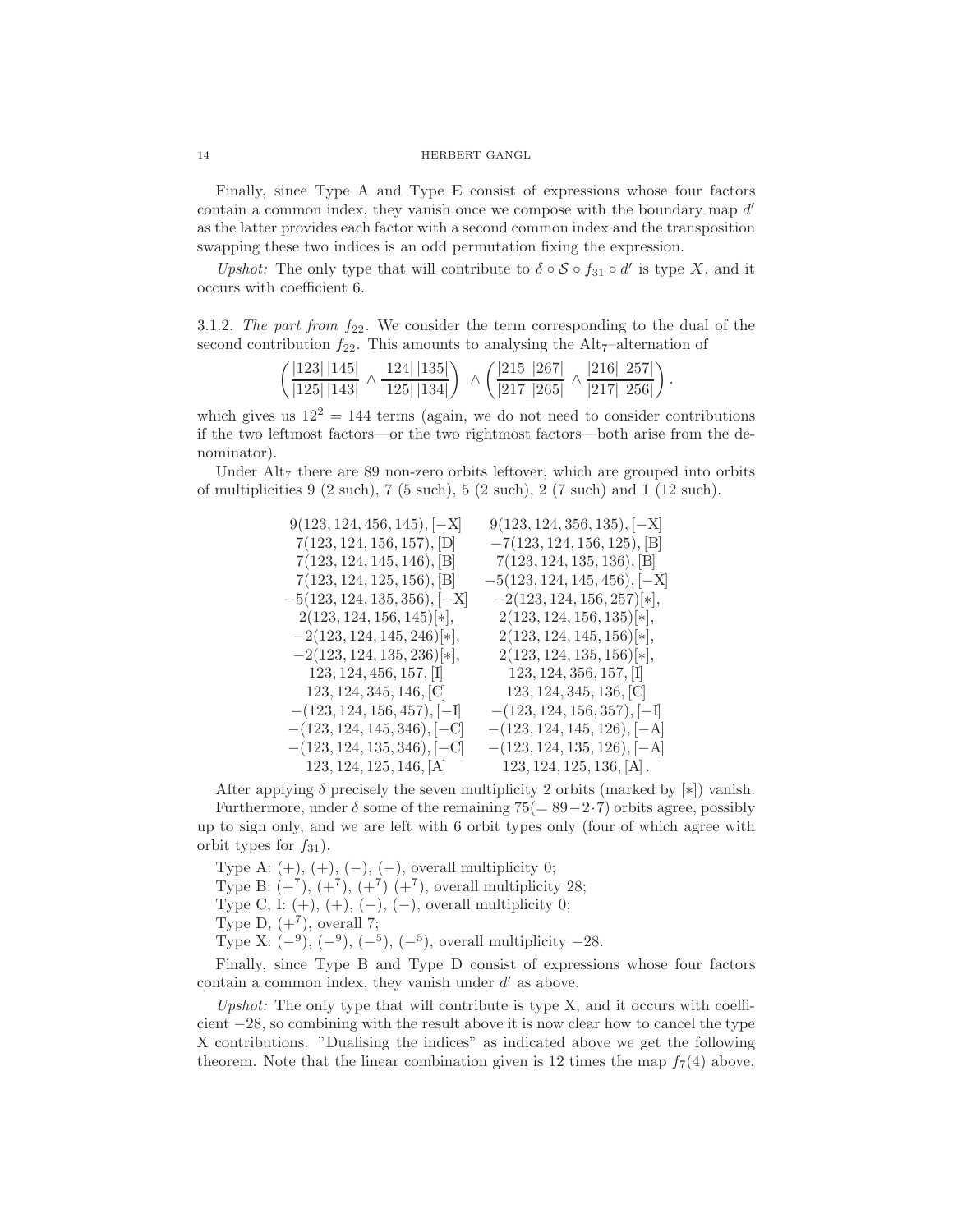Finally, since Type A and Type E consist of expressions whose four factors contain a common index, they vanish once we compose with the boundary map $d'$ as the latter provides each factor with a second common index and the transposition swapping these two indices is an odd permutation fixing the expression.

*Upshot:* The only type that will contribute to $\delta \circ \mathcal{S} \circ f_{31} \circ d'$ is type $X$, and it occurs with coefficient 6.

3.1.2. *The part from* $f_{22}$. We consider the term corresponding to the dual of the second contribution $f_{22}$. This amounts to analysing the $\mathrm{Alt}_7$–alternation of

$$\left(\frac{|123|\,|145|}{|125|\,|143|} \wedge \frac{|124|\,|135|}{|125|\,|134|}\right) \;\wedge \left(\frac{|215|\,|267|}{|217|\,|265|} \wedge \frac{|216|\,|257|}{|217|\,|256|}\right).$$

which gives us $12^2 = 144$ terms (again, we do not need to consider contributions if the two leftmost factors—or the two rightmost factors—both arise from the denominator).

Under $\mathrm{Alt}_7$ there are 89 non-zero orbits leftover, which are grouped into orbits of multiplicities 9 (2 such), 7 (5 such), 5 (2 such), 2 (7 such) and 1 (12 such).

$$\begin{array}{cc}
9(123,124,456,145),[-\mathrm{X}] & 9(123,124,356,135),[-\mathrm{X}] \\
7(123,124,156,157),[\mathrm{D}] & -7(123,124,156,125),[\mathrm{B}] \\
7(123,124,145,146),[\mathrm{B}] & 7(123,124,135,136),[\mathrm{B}] \\
7(123,124,125,156),[\mathrm{B}] & -5(123,124,145,456),[-\mathrm{X}] \\
-5(123,124,135,356),[-\mathrm{X}] & -2(123,124,156,257)[*], \\
2(123,124,156,145)[*], & 2(123,124,156,135)[*], \\
-2(123,124,145,246)[*], & 2(123,124,145,156)[*], \\
-2(123,124,135,236)[*], & 2(123,124,135,156)[*], \\
123,124,456,157,[\mathrm{I}] & 123,124,356,157,[\mathrm{I}] \\
123,124,345,146,[\mathrm{C}] & 123,124,345,136,[\mathrm{C}] \\
-(123,124,156,457),[-\mathrm{I}] & -(123,124,156,357),[-\mathrm{I}] \\
-(123,124,145,346),[-\mathrm{C}] & -(123,124,145,126),[-\mathrm{A}] \\
-(123,124,135,346),[-\mathrm{C}] & -(123,124,135,126),[-\mathrm{A}] \\
123,124,125,146,[\mathrm{A}] & 123,124,125,136,[\mathrm{A}].
\end{array}$$

After applying $\delta$ precisely the seven multiplicity 2 orbits (marked by [$*$]) vanish.

Furthermore, under $\delta$ some of the remaining $75(= 89-2\cdot 7)$ orbits agree, possibly up to sign only, and we are left with 6 orbit types only (four of which agree with orbit types for $f_{31}$).

Type A: $(+)$, $(+)$, $(-)$, $(-)$, overall multiplicity 0;
Type B: $(+^7)$, $(+^7)$, $(+^7)$ $(+^7)$, overall multiplicity 28;
Type C, I: $(+)$, $(+)$, $(-)$, $(-)$, overall multiplicity 0;
Type D, $(+^7)$, overall 7;
Type X: $(-^9)$, $(-^9)$, $(-^5)$, $(-^5)$, overall multiplicity $-28$.

Finally, since Type B and Type D consist of expressions whose four factors contain a common index, they vanish under $d'$ as above.

*Upshot:* The only type that will contribute is type X, and it occurs with coefficient $-28$, so combining with the result above it is now clear how to cancel the type X contributions. "Dualising the indices" as indicated above we get the following theorem. Note that the linear combination given is 12 times the map $f_7(4)$ above.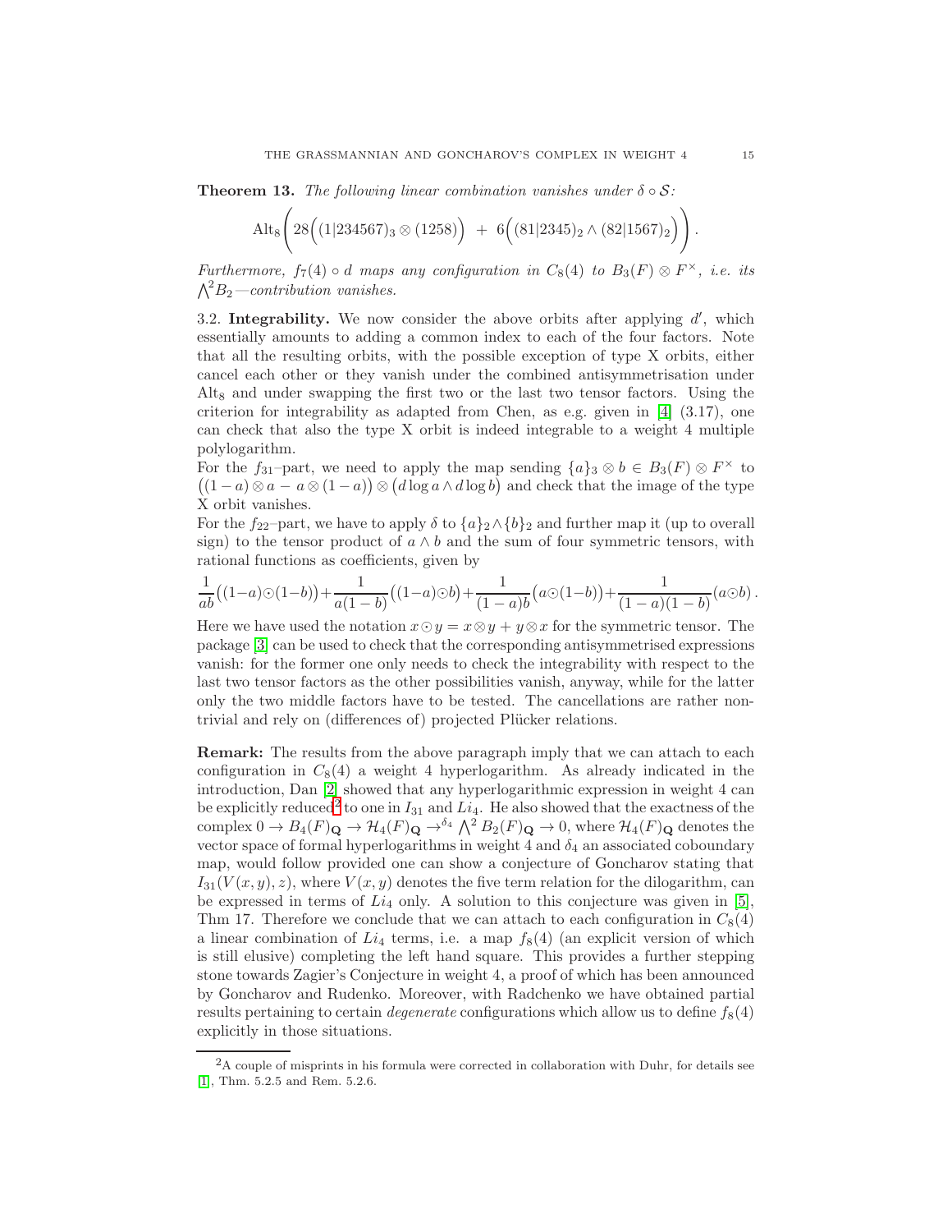**Theorem 13.** *The following linear combination vanishes under $\delta \circ \mathcal{S}$:*

$$\mathrm{Alt}_8\Bigg(28\Big((1|234567)_3 \otimes (1258)\Big) \;+\; 6\Big((81|2345)_2 \wedge (82|1567)_2\Big)\Bigg).$$

*Furthermore, $f_7(4) \circ d$ maps any configuration in $C_8(4)$ to $B_3(F) \otimes F^\times$, i.e. its $\bigwedge^2 B_2$—contribution vanishes.*

**3.2. Integrability.** We now consider the above orbits after applying $d'$, which essentially amounts to adding a common index to each of the four factors. Note that all the resulting orbits, with the possible exception of type X orbits, either cancel each other or they vanish under the combined antisymmetrisation under $\mathrm{Alt}_8$ and under swapping the first two or the last two tensor factors. Using the criterion for integrability as adapted from Chen, as e.g. given in [4] (3.17), one can check that also the type X orbit is indeed integrable to a weight 4 multiple polylogarithm.

For the $f_{31}$–part, we need to apply the map sending $\{a\}_3 \otimes b \in B_3(F) \otimes F^\times$ to $\big((1-a)\otimes a \,-\, a \otimes (1-a)\big) \otimes \big(d\log a \wedge d\log b\big)$ and check that the image of the type X orbit vanishes.

For the $f_{22}$–part, we have to apply $\delta$ to $\{a\}_2 \wedge \{b\}_2$ and further map it (up to overall sign) to the tensor product of $a \wedge b$ and the sum of four symmetric tensors, with rational functions as coefficients, given by

$$\frac{1}{ab}\big((1-a)\odot(1-b)\big)+\frac{1}{a(1-b)}\big((1-a)\odot b\big)+\frac{1}{(1-a)b}\big(a\odot(1-b)\big)+\frac{1}{(1-a)(1-b)}(a\odot b)\,.$$

Here we have used the notation $x \odot y = x \otimes y + y \otimes x$ for the symmetric tensor. The package [3] can be used to check that the corresponding antisymmetrised expressions vanish: for the former one only needs to check the integrability with respect to the last two tensor factors as the other possibilities vanish, anyway, while for the latter only the two middle factors have to be tested. The cancellations are rather non-trivial and rely on (differences of) projected Plücker relations.

**Remark:** The results from the above paragraph imply that we can attach to each configuration in $C_8(4)$ a weight 4 hyperlogarithm. As already indicated in the introduction, Dan [2] showed that any hyperlogarithmic expression in weight 4 can be explicitly reduced[2] to one in $I_{31}$ and $Li_4$. He also showed that the exactness of the complex $0 \to B_4(F)_{\mathbf{Q}} \to \mathcal{H}_4(F)_{\mathbf{Q}} \to^{\delta_4} \bigwedge^2 B_2(F)_{\mathbf{Q}} \to 0$, where $\mathcal{H}_4(F)_{\mathbf{Q}}$ denotes the vector space of formal hyperlogarithms in weight 4 and $\delta_4$ an associated coboundary map, would follow provided one can show a conjecture of Goncharov stating that $I_{31}(V(x,y),z)$, where $V(x,y)$ denotes the five term relation for the dilogarithm, can be expressed in terms of $Li_4$ only. A solution to this conjecture was given in [5], Thm 17. Therefore we conclude that we can attach to each configuration in $C_8(4)$ a linear combination of $Li_4$ terms, i.e. a map $f_8(4)$ (an explicit version of which is still elusive) completing the left hand square. This provides a further stepping stone towards Zagier's Conjecture in weight 4, a proof of which has been announced by Goncharov and Rudenko. Moreover, with Radchenko we have obtained partial results pertaining to certain *degenerate* configurations which allow us to define $f_8(4)$ explicitly in those situations.

---

[2] A couple of misprints in his formula were corrected in collaboration with Duhr, for details see [1], Thm. 5.2.5 and Rem. 5.2.6.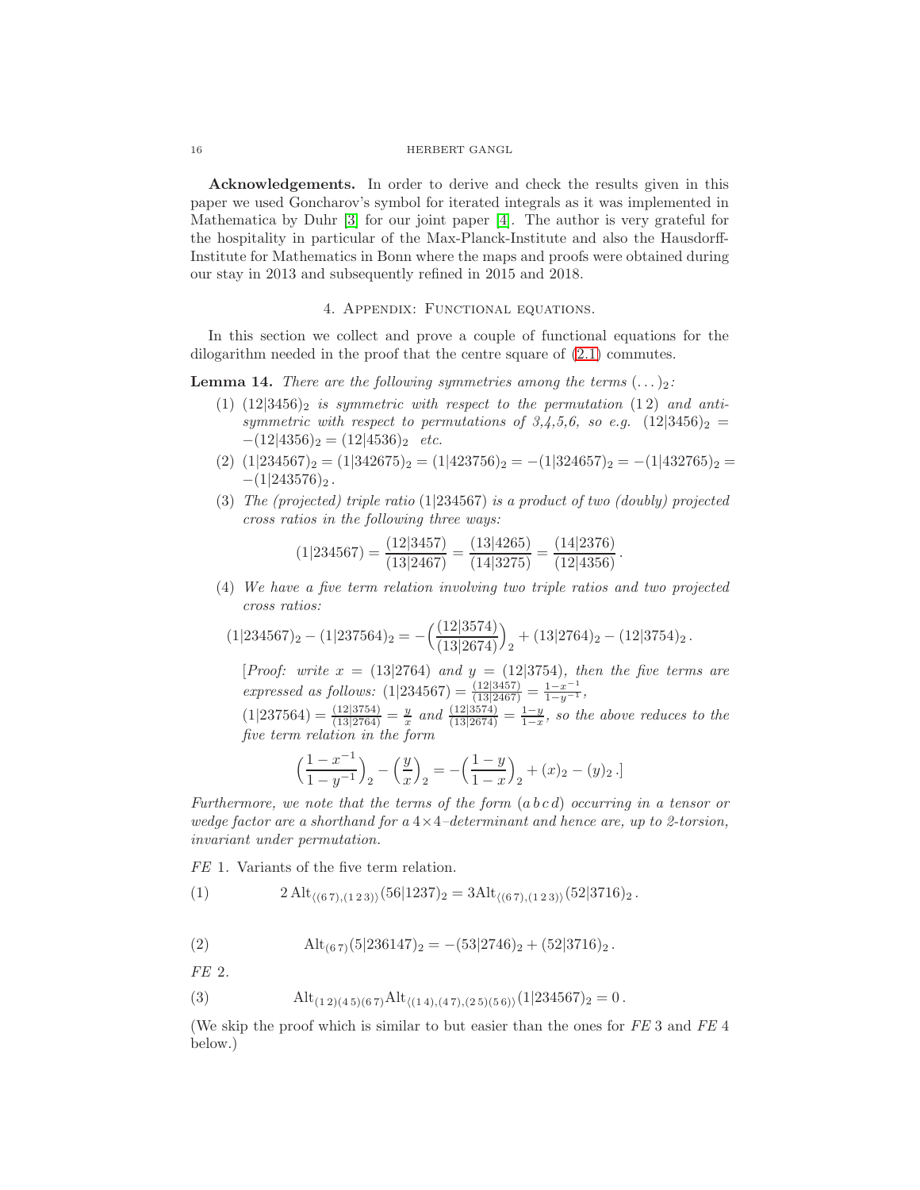**Acknowledgements.** In order to derive and check the results given in this paper we used Goncharov's symbol for iterated integrals as it was implemented in Mathematica by Duhr [3] for our joint paper [4]. The author is very grateful for the hospitality in particular of the Max-Planck-Institute and also the Hausdorff-Institute for Mathematics in Bonn where the maps and proofs were obtained during our stay in 2013 and subsequently refined in 2015 and 2018.

## 4. Appendix: Functional equations.

In this section we collect and prove a couple of functional equations for the dilogarithm needed in the proof that the centre square of (2.1) commutes.

**Lemma 14.** *There are the following symmetries among the terms $(\dots)_2$:*

1. $(12|3456)_2$ *is symmetric with respect to the permutation* $(1\,2)$ *and anti-symmetric with respect to permutations of 3,4,5,6, so e.g.* $(12|3456)_2 = -(12|4356)_2 = (12|4536)_2$ *etc.*
2. $(1|234567)_2 = (1|342675)_2 = (1|423756)_2 = -(1|324657)_2 = -(1|432765)_2 = -(1|243576)_2$.
3. *The (projected) triple ratio* $(1|234567)$ *is a product of two (doubly) projected cross ratios in the following three ways:*
$$(1|234567) = \frac{(12|3457)}{(13|2467)} = \frac{(13|4265)}{(14|3275)} = \frac{(14|2376)}{(12|4356)}.$$
4. *We have a five term relation involving two triple ratios and two projected cross ratios:*
$$(1|234567)_2 - (1|237564)_2 = -\Big(\frac{(12|3574)}{(13|2674)}\Big)_2 + (13|2764)_2 - (12|3754)_2.$$
[*Proof: write* $x = (13|2764)$ *and* $y = (12|3754)$*, then the five terms are expressed as follows:* $(1|234567) = \frac{(12|3457)}{(13|2467)} = \frac{1-x^{-1}}{1-y^{-1}}$,
$(1|237564) = \frac{(12|3754)}{(13|2764)} = \frac{y}{x}$ *and* $\frac{(12|3574)}{(13|2674)} = \frac{1-y}{1-x}$*, so the above reduces to the five term relation in the form*
$$\Big(\frac{1-x^{-1}}{1-y^{-1}}\Big)_2 - \Big(\frac{y}{x}\Big)_2 = -\Big(\frac{1-y}{1-x}\Big)_2 + (x)_2 - (y)_2\,.]$$

*Furthermore, we note that the terms of the form $(a\,b\,c\,d)$ occurring in a tensor or wedge factor are a shorthand for a $4\times4$–determinant and hence are, up to 2-torsion, invariant under permutation.*

*FE* 1. Variants of the five term relation.

$$2\,\mathrm{Alt}_{\langle(6\,7),(1\,2\,3)\rangle}(56|1237)_2 = 3\mathrm{Alt}_{\langle(6\,7),(1\,2\,3)\rangle}(52|3716)_2\,. \tag{1}$$

$$\mathrm{Alt}_{(6\,7)}(5|236147)_2 = -(53|2746)_2 + (52|3716)_2\,. \tag{2}$$

*FE* 2.

$$\mathrm{Alt}_{(1\,2)(4\,5)(6\,7)}\mathrm{Alt}_{\langle(1\,4),(4\,7),(2\,5)(5\,6)\rangle}(1|234567)_2 = 0\,. \tag{3}$$

(We skip the proof which is similar to but easier than the ones for *FE* 3 and *FE* 4 below.)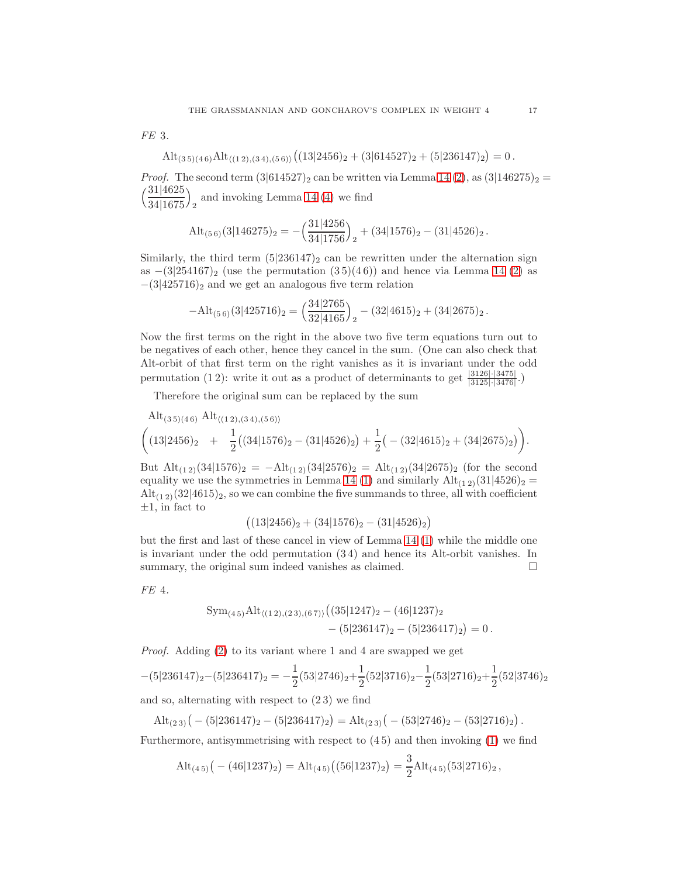*FE* 3.

$$\mathrm{Alt}_{(3\,5)(4\,6)}\mathrm{Alt}_{\langle(1\,2),(3\,4),(5\,6)\rangle}\big((13|2456)_2 + (3|614527)_2 + (5|236147)_2\big) = 0\,.$$

*Proof.* The second term $(3|614527)_2$ can be written via Lemma 14 (2), as $(3|146275)_2 = \Big(\dfrac{31|4625}{34|1675}\Big)_2$ and invoking Lemma 14 (4) we find

$$\mathrm{Alt}_{(5\,6)}(3|146275)_2 = -\Big(\frac{31|4256}{34|1756}\Big)_2 + (34|1576)_2 - (31|4526)_2\,.$$

Similarly, the third term $(5|236147)_2$ can be rewritten under the alternation sign as $-(3|254167)_2$ (use the permutation $(3\,5)(4\,6)$) and hence via Lemma 14 (2) as $-(3|425716)_2$ and we get an analogous five term relation

$$-\mathrm{Alt}_{(5\,6)}(3|425716)_2 = \Big(\frac{34|2765}{32|4165}\Big)_2 - (32|4615)_2 + (34|2675)_2\,.$$

Now the first terms on the right in the above two five term equations turn out to be negatives of each other, hence they cancel in the sum. (One can also check that Alt-orbit of that first term on the right vanishes as it is invariant under the odd permutation $(1\,2)$: write it out as a product of determinants to get $\frac{|3126|\cdot|3475|}{|3125|\cdot|3476|}$.)

Therefore the original sum can be replaced by the sum

$$\mathrm{Alt}_{(3\,5)(4\,6)}\ \mathrm{Alt}_{\langle(1\,2),(3\,4),(5\,6)\rangle}$$
$$\Big((13|2456)_2 \quad + \quad \frac{1}{2}\big((34|1576)_2 - (31|4526)_2\big) + \frac{1}{2}\big(-(32|4615)_2 + (34|2675)_2\big)\Big).$$

But $\mathrm{Alt}_{(1\,2)}(34|1576)_2 = -\mathrm{Alt}_{(1\,2)}(34|2576)_2 = \mathrm{Alt}_{(1\,2)}(34|2675)_2$ (for the second equality we use the symmetries in Lemma 14 (1) and similarly $\mathrm{Alt}_{(1\,2)}(31|4526)_2 = \mathrm{Alt}_{(1\,2)}(32|4615)_2$, so we can combine the five summands to three, all with coefficient $\pm 1$, in fact to

$$\big((13|2456)_2 + (34|1576)_2 - (31|4526)_2\big)$$

but the first and last of these cancel in view of Lemma 14 (1) while the middle one is invariant under the odd permutation $(3\,4)$ and hence its Alt-orbit vanishes. In summary, the original sum indeed vanishes as claimed. $\square$

*FE* 4.

$$\mathrm{Sym}_{(4\,5)}\mathrm{Alt}_{\langle(1\,2),(2\,3),(6\,7)\rangle}\big((35|1247)_2 - (46|1237)_2$$
$$- (5|236147)_2 - (5|236417)_2\big) = 0\,.$$

*Proof.* Adding (2) to its variant where 1 and 4 are swapped we get

$$-(5|236147)_2-(5|236417)_2 = -\frac{1}{2}(53|2746)_2+\frac{1}{2}(52|3716)_2-\frac{1}{2}(53|2716)_2+\frac{1}{2}(52|3746)_2$$

and so, alternating with respect to $(2\,3)$ we find

$$\mathrm{Alt}_{(2\,3)}\big(-(5|236147)_2 - (5|236417)_2\big) = \mathrm{Alt}_{(2\,3)}\big(-(53|2746)_2 - (53|2716)_2\big)\,.$$

Furthermore, antisymmetrising with respect to $(4\,5)$ and then invoking (1) we find

$$\mathrm{Alt}_{(4\,5)}\big(-(46|1237)_2\big) = \mathrm{Alt}_{(4\,5)}\big((56|1237)_2\big) = \frac{3}{2}\mathrm{Alt}_{(4\,5)}(53|2716)_2\,,$$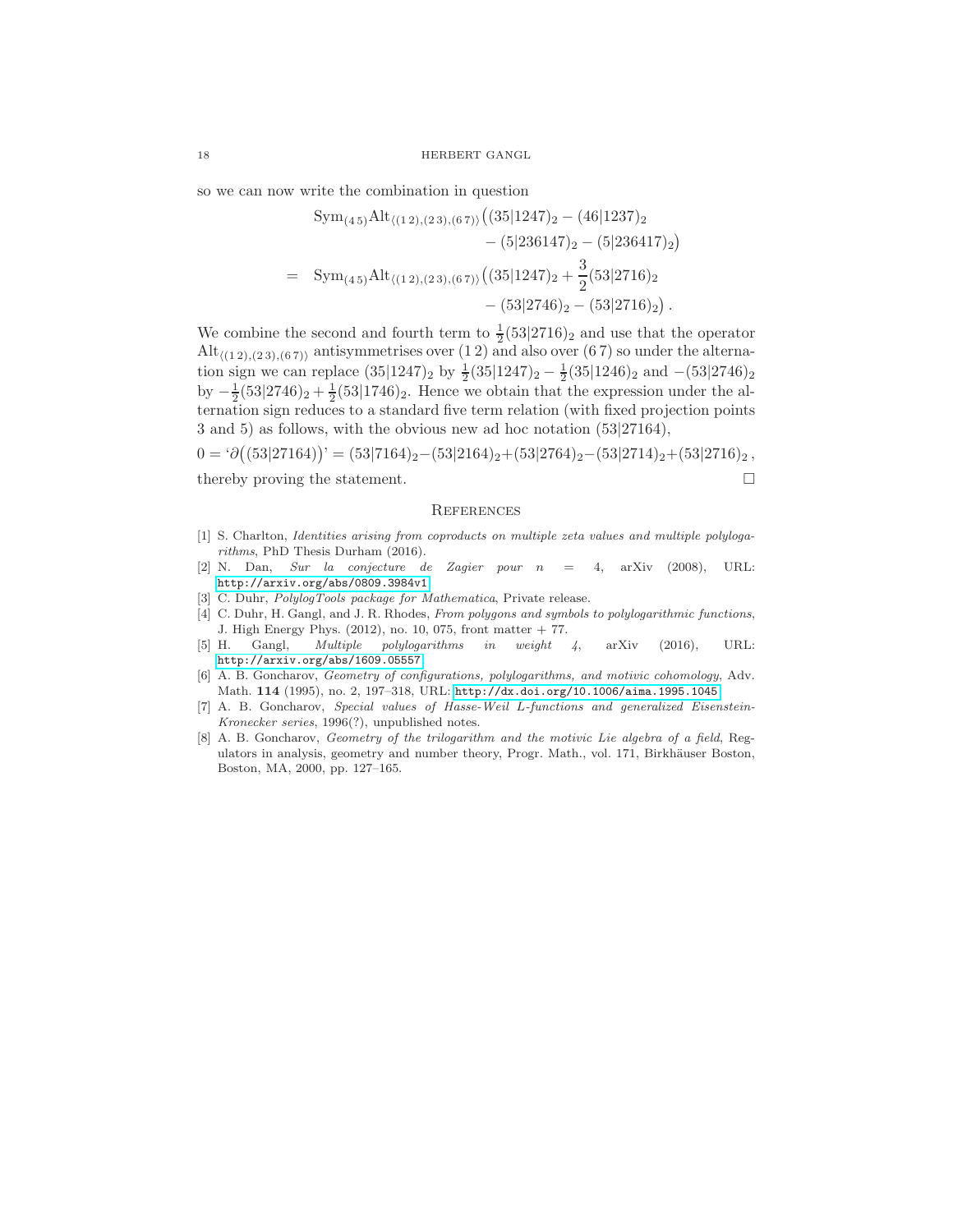so we can now write the combination in question

$$
\begin{aligned}
& \mathrm{Sym}_{(4\,5)}\mathrm{Alt}_{\langle (1\,2),(2\,3),(6\,7)\rangle}\big((35|1247)_2 - (46|1237)_2 \\
& \qquad\qquad - (5|236147)_2 - (5|236417)_2\big) \\
= \;& \mathrm{Sym}_{(4\,5)}\mathrm{Alt}_{\langle (1\,2),(2\,3),(6\,7)\rangle}\big((35|1247)_2 + \frac{3}{2}(53|2716)_2 \\
& \qquad\qquad - (53|2746)_2 - (53|2716)_2\big)\,.
\end{aligned}
$$

We combine the second and fourth term to $\frac{1}{2}(53|2716)_2$ and use that the operator $\mathrm{Alt}_{\langle (1\,2),(2\,3),(6\,7)\rangle}$ antisymmetrises over $(1\,2)$ and also over $(6\,7)$ so under the alternation sign we can replace $(35|1247)_2$ by $\frac{1}{2}(35|1247)_2 - \frac{1}{2}(35|1246)_2$ and $-(53|2746)_2$ by $-\frac{1}{2}(53|2746)_2 + \frac{1}{2}(53|1746)_2$. Hence we obtain that the expression under the alternation sign reduces to a standard five term relation (with fixed projection points 3 and 5) as follows, with the obvious new ad hoc notation $(53|27164)$,

$$
0 = \text{`}\partial\big((53|27164)\big)\text{'} = (53|7164)_2 - (53|2164)_2 + (53|2764)_2 - (53|2714)_2 + (53|2716)_2\,,
$$

thereby proving the statement. $\square$

## References

[1] S. Charlton, *Identities arising from coproducts on multiple zeta values and multiple polylogarithms*, PhD Thesis Durham (2016).

[2] N. Dan, *Sur la conjecture de Zagier pour n = 4*, arXiv (2008), URL: http://arxiv.org/abs/0809.3984v1

[3] C. Duhr, *PolylogTools package for Mathematica*, Private release.

[4] C. Duhr, H. Gangl, and J. R. Rhodes, *From polygons and symbols to polylogarithmic functions*, J. High Energy Phys. (2012), no. 10, 075, front matter + 77.

[5] H. Gangl, *Multiple polylogarithms in weight 4*, arXiv (2016), URL: http://arxiv.org/abs/1609.05557

[6] A. B. Goncharov, *Geometry of configurations, polylogarithms, and motivic cohomology*, Adv. Math. **114** (1995), no. 2, 197–318, URL: http://dx.doi.org/10.1006/aima.1995.1045

[7] A. B. Goncharov, *Special values of Hasse-Weil L-functions and generalized Eisenstein-Kronecker series*, 1996(?), unpublished notes.

[8] A. B. Goncharov, *Geometry of the trilogarithm and the motivic Lie algebra of a field*, Regulators in analysis, geometry and number theory, Progr. Math., vol. 171, Birkhäuser Boston, Boston, MA, 2000, pp. 127–165.